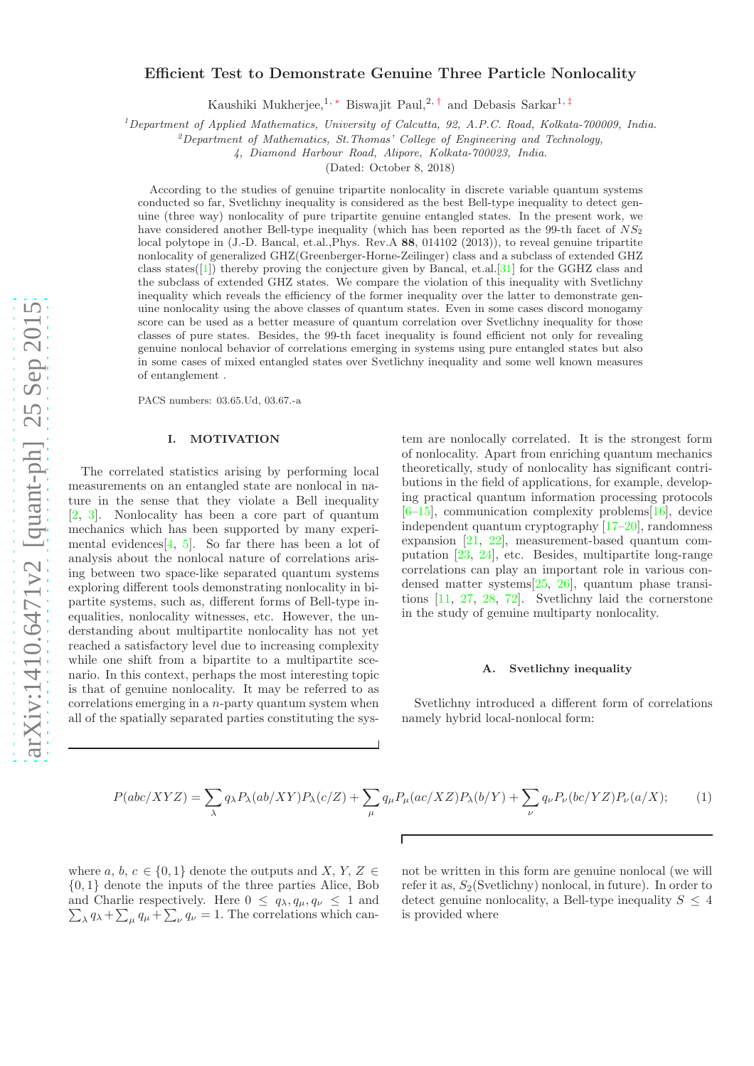# Efficient Test to Demonstrate Genuine Three Particle Nonlocality

Kaushiki Mukherjee,[1,*] Biswajit Paul,[2,†] and Debasis Sarkar[1,‡]

[1]Department of Applied Mathematics, University of Calcutta, 92, A.P.C. Road, Kolkata-700009, India.

[2]Department of Mathematics, St.Thomas' College of Engineering and Technology, 4, Diamond Harbour Road, Alipore, Kolkata-700023, India.

(Dated: October 8, 2018)

According to the studies of genuine tripartite nonlocality in discrete variable quantum systems conducted so far, Svetlichny inequality is considered as the best Bell-type inequality to detect genuine (three way) nonlocality of pure tripartite genuine entangled states. In the present work, we have considered another Bell-type inequality (which has been reported as the 99-th facet of $NS_2$ local polytope in (J.-D. Bancal, et.al.,Phys. Rev.A **88**, 014102 (2013)), to reveal genuine tripartite nonlocality of generalized GHZ(Greenberger-Horne-Zeilinger) class and a subclass of extended GHZ class states([1]) thereby proving the conjecture given by Bancal, et.al.[31] for the GGHZ class and the subclass of extended GHZ states. We compare the violation of this inequality with Svetlichny inequality which reveals the efficiency of the former inequality over the latter to demonstrate genuine nonlocality using the above classes of quantum states. Even in some cases discord monogamy score can be used as a better measure of quantum correlation over Svetlichny inequality for those classes of pure states. Besides, the 99-th facet inequality is found efficient not only for revealing genuine nonlocal behavior of correlations emerging in systems using pure entangled states but also in some cases of mixed entangled states over Svetlichny inequality and some well known measures of entanglement .

PACS numbers: 03.65.Ud, 03.67.-a

## I. MOTIVATION

The correlated statistics arising by performing local measurements on an entangled state are nonlocal in nature in the sense that they violate a Bell inequality [2, 3]. Nonlocality has been a core part of quantum mechanics which has been supported by many experimental evidences[4, 5]. So far there has been a lot of analysis about the nonlocal nature of correlations arising between two space-like separated quantum systems exploring different tools demonstrating nonlocality in bipartite systems, such as, different forms of Bell-type inequalities, nonlocality witnesses, etc. However, the understanding about multipartite nonlocality has not yet reached a satisfactory level due to increasing complexity while one shift from a bipartite to a multipartite scenario. In this context, perhaps the most interesting topic is that of genuine nonlocality. It may be referred to as correlations emerging in a $n$-party quantum system when all of the spatially separated parties constituting the system are nonlocally correlated. It is the strongest form of nonlocality. Apart from enriching quantum mechanics theoretically, study of nonlocality has significant contributions in the field of applications, for example, developing practical quantum information processing protocols [6–15], communication complexity problems[16], device independent quantum cryptography [17–20], randomness expansion [21, 22], measurement-based quantum computation [23, 24], etc. Besides, multipartite long-range correlations can play an important role in various condensed matter systems[25, 26], quantum phase transitions [11, 27, 28, 72]. Svetlichny laid the cornerstone in the study of genuine multiparty nonlocality.

### A. Svetlichny inequality

Svetlichny introduced a different form of correlations namely hybrid local-nonlocal form:

$$P(abc/XYZ) = \sum_{\lambda} q_{\lambda} P_{\lambda}(ab/XY) P_{\lambda}(c/Z) + \sum_{\mu} q_{\mu} P_{\mu}(ac/XZ) P_{\lambda}(b/Y) + \sum_{\nu} q_{\nu} P_{\nu}(bc/YZ) P_{\nu}(a/X); \tag{1}$$

where $a$, $b$, $c \in \{0, 1\}$ denote the outputs and $X$, $Y$, $Z \in \{0, 1\}$ denote the inputs of the three parties Alice, Bob and Charlie respectively. Here $0 \leq q_{\lambda}, q_{\mu}, q_{\nu} \leq 1$ and $\sum_{\lambda} q_{\lambda} + \sum_{\mu} q_{\mu} + \sum_{\nu} q_{\nu} = 1$. The correlations which cannot be written in this form are genuine nonlocal (we will refer it as, $S_2$(Svetlichny) nonlocal, in future). In order to detect genuine nonlocality, a Bell-type inequality $S \leq 4$ is provided where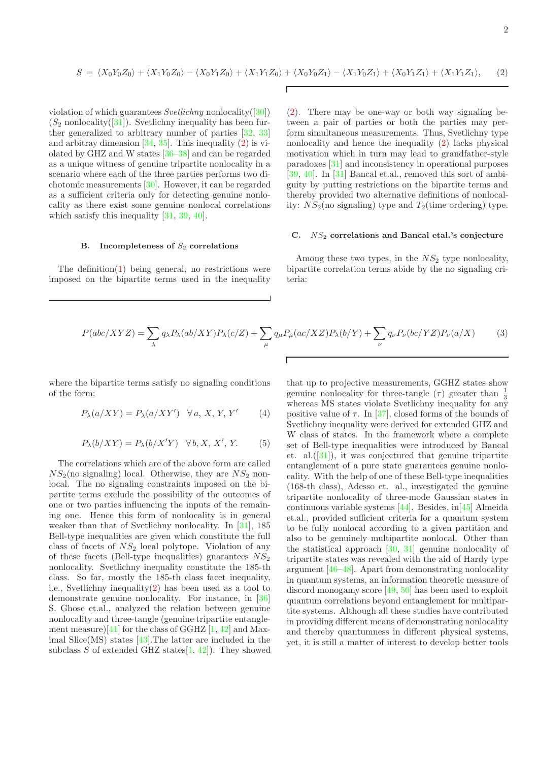$$S = \langle X_0Y_0Z_0\rangle + \langle X_1Y_0Z_0\rangle - \langle X_0Y_1Z_0\rangle + \langle X_1Y_1Z_0\rangle + \langle X_0Y_0Z_1\rangle - \langle X_1Y_0Z_1\rangle + \langle X_0Y_1Z_1\rangle + \langle X_1Y_1Z_1\rangle, \quad (2)$$

violation of which guarantees *Svetlichny* nonlocality([30]) ($S_2$ nonlocality([31]). Svetlichny inequality has been further generalized to arbitrary number of parties [32, 33] and arbitray dimension [34, 35]. This inequality (2) is violated by GHZ and W states [36–38] and can be regarded as a unique witness of genuine tripartite nonlocality in a scenario where each of the three parties performs two dichotomic measurements [30]. However, it can be regarded as a sufficient criteria only for detecting genuine nonlocality as there exist some genuine nonlocal correlations which satisfy this inequality [31, 39, 40].

### B. Incompleteness of $S_2$ correlations

The definition(1) being general, no restrictions were imposed on the bipartite terms used in the inequality (2). There may be one-way or both way signaling between a pair of parties or both the parties may perform simultaneous measurements. Thus, Svetlichny type nonlocality and hence the inequality (2) lacks physical motivation which in turn may lead to grandfather-style paradoxes [31] and inconsistency in operational purposes [39, 40]. In [31] Bancal et.al., removed this sort of ambiguity by putting restrictions on the bipartite terms and thereby provided two alternative definitions of nonlocality: $NS_2$(no signaling) type and $T_2$(time ordering) type.

### C. $NS_2$ correlations and Bancal etal.'s conjecture

Among these two types, in the $NS_2$ type nonlocality, bipartite correlation terms abide by the no signaling criteria:

$$P(abc/XYZ) = \sum_{\lambda} q_{\lambda} P_{\lambda}(ab/XY)P_{\lambda}(c/Z) + \sum_{\mu} q_{\mu} P_{\mu}(ac/XZ)P_{\lambda}(b/Y) + \sum_{\nu} q_{\nu} P_{\nu}(bc/YZ)P_{\nu}(a/X) \quad (3)$$

where the bipartite terms satisfy no signaling conditions of the form:

$$P_{\lambda}(a/XY) = P_{\lambda}(a/XY') \quad \forall\, a,\, X,\, Y,\, Y' \quad (4)$$

$$P_{\lambda}(b/XY) = P_{\lambda}(b/X'Y) \quad \forall\, b, X,\, X',\, Y. \quad (5)$$

The correlations which are of the above form are called $NS_2$(no signaling) local. Otherwise, they are $NS_2$ nonlocal. The no signaling constraints imposed on the bipartite terms exclude the possibility of the outcomes of one or two parties influencing the inputs of the remaining one. Hence this form of nonlocality is in general weaker than that of Svetlichny nonlocality. In [31], 185 Bell-type inequalities are given which constitute the full class of facets of $NS_2$ local polytope. Violation of any of these facets (Bell-type inequalities) guarantees $NS_2$ nonlocality. Svetlichny inequality constitute the 185-th class. So far, mostly the 185-th class facet inequality, i.e., Svetlichny inequality(2) has been used as a tool to demonstrate genuine nonlocality. For instance, in [36] S. Ghose et.al., analyzed the relation between genuine nonlocality and three-tangle (genuine tripartite entanglement measure)[41] for the class of GGHZ [1, 42] and Maximal Slice(MS) states [43].The latter are included in the subclass $S$ of extended GHZ states[1, 42]). They showed that up to projective measurements, GGHZ states show genuine nonlocality for three-tangle ($\tau$) greater than $\frac{1}{3}$ whereas MS states violate Svetlichny inequality for any positive value of $\tau$. In [37], closed forms of the bounds of Svetlichny inequality were derived for extended GHZ and W class of states. In the framework where a complete set of Bell-type inequalities were introduced by Bancal et. al.([31]), it was conjectured that genuine tripartite entanglement of a pure state guarantees genuine nonlocality. With the help of one of these Bell-type inequalities (168-th class), Adesso et. al., investigated the genuine tripartite nonlocality of three-mode Gaussian states in continuous variable systems [44]. Besides, in[45] Almeida et.al., provided sufficient criteria for a quantum system to be fully nonlocal according to a given partition and also to be genuinely multipartite nonlocal. Other than the statistical approach [30, 31] genuine nonlocality of tripartite states was revealed with the aid of Hardy type argument [46–48]. Apart from demonstrating nonlocality in quantum systems, an information theoretic measure of discord monogamy score [49, 50] has been used to exploit quantum correlations beyond entanglement for multipartite systems. Although all these studies have contributed in providing different means of demonstrating nonlocality and thereby quantumness in different physical systems, yet, it is still a matter of interest to develop better tools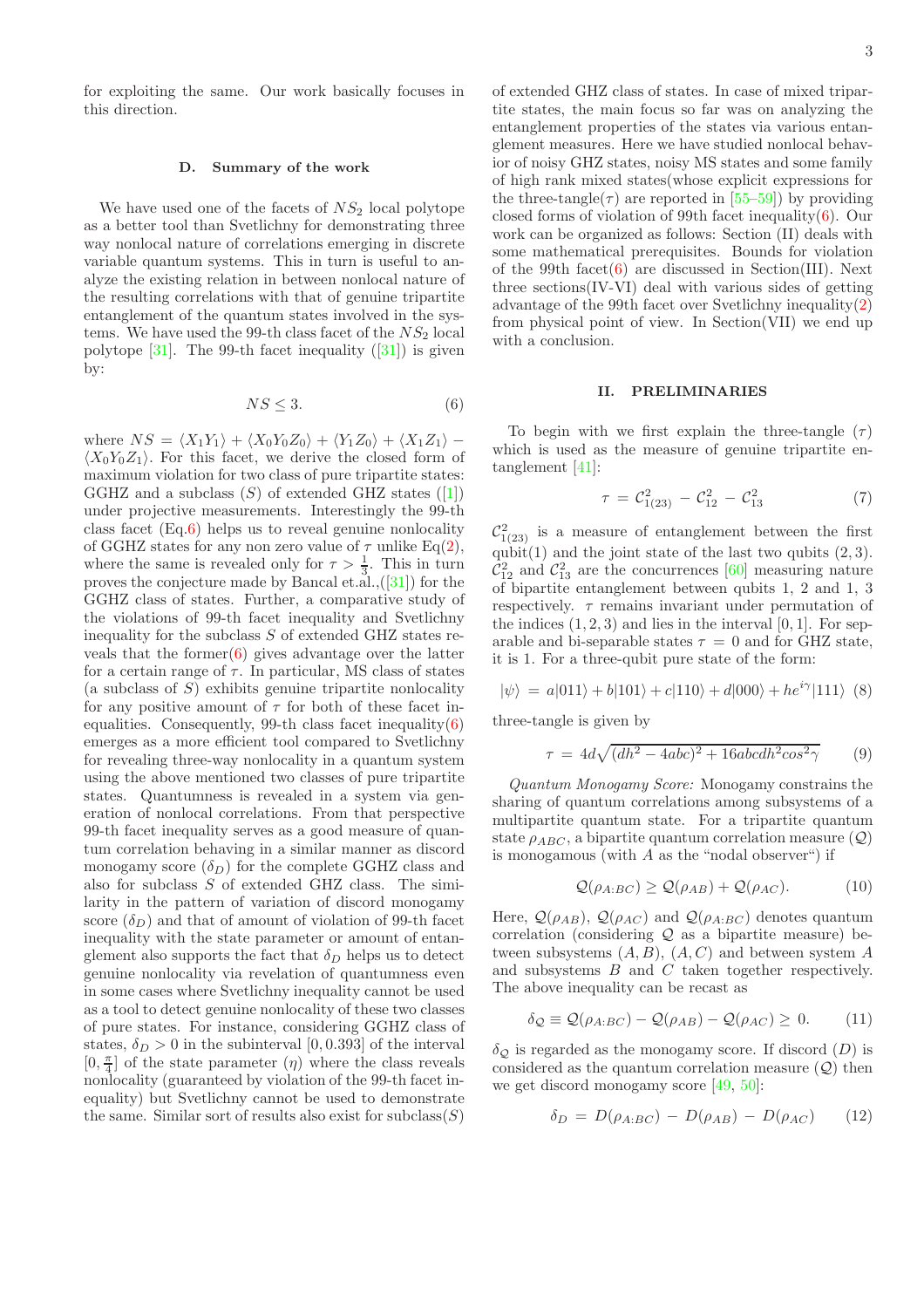for exploiting the same. Our work basically focuses in this direction.

### D. Summary of the work

We have used one of the facets of $NS_2$ local polytope as a better tool than Svetlichny for demonstrating three way nonlocal nature of correlations emerging in discrete variable quantum systems. This in turn is useful to analyze the existing relation in between nonlocal nature of the resulting correlations with that of genuine tripartite entanglement of the quantum states involved in the systems. We have used the 99-th class facet of the $NS_2$ local polytope [31]. The 99-th facet inequality ([31]) is given by:

$$NS \leq 3. \tag{6}$$

where $NS = \langle X_1Y_1\rangle + \langle X_0Y_0Z_0\rangle + \langle Y_1Z_0\rangle + \langle X_1Z_1\rangle - \langle X_0Y_0Z_1\rangle$. For this facet, we derive the closed form of maximum violation for two class of pure tripartite states: GGHZ and a subclass ($S$) of extended GHZ states ([1]) under projective measurements. Interestingly the 99-th class facet (Eq.6) helps us to reveal genuine nonlocality of GGHZ states for any non zero value of $\tau$ unlike Eq(2), where the same is revealed only for $\tau > \frac{1}{3}$. This in turn proves the conjecture made by Bancal et.al.,([31]) for the GGHZ class of states. Further, a comparative study of the violations of 99-th facet inequality and Svetlichny inequality for the subclass $S$ of extended GHZ states reveals that the former(6) gives advantage over the latter for a certain range of $\tau$. In particular, MS class of states (a subclass of $S$) exhibits genuine tripartite nonlocality for any positive amount of $\tau$ for both of these facet inequalities. Consequently, 99-th class facet inequality(6) emerges as a more efficient tool compared to Svetlichny for revealing three-way nonlocality in a quantum system using the above mentioned two classes of pure tripartite states. Quantumness is revealed in a system via generation of nonlocal correlations. From that perspective 99-th facet inequality serves as a good measure of quantum correlation behaving in a similar manner as discord monogamy score ($\delta_D$) for the complete GGHZ class and also for subclass $S$ of extended GHZ class. The similarity in the pattern of variation of discord monogamy score ($\delta_D$) and that of amount of violation of 99-th facet inequality with the state parameter or amount of entanglement also supports the fact that $\delta_D$ helps us to detect genuine nonlocality via revelation of quantumness even in some cases where Svetlichny inequality cannot be used as a tool to detect genuine nonlocality of these two classes of pure states. For instance, considering GGHZ class of states, $\delta_D > 0$ in the subinterval $[0, 0.393]$ of the interval $[0, \frac{\pi}{4}]$ of the state parameter ($\eta$) where the class reveals nonlocality (guaranteed by violation of the 99-th facet inequality) but Svetlichny cannot be used to demonstrate the same. Similar sort of results also exist for subclass($S$) of extended GHZ class of states. In case of mixed tripartite states, the main focus so far was on analyzing the entanglement properties of the states via various entanglement measures. Here we have studied nonlocal behavior of noisy GHZ states, noisy MS states and some family of high rank mixed states(whose explicit expressions for the three-tangle($\tau$) are reported in [55–59]) by providing closed forms of violation of 99th facet inequality(6). Our work can be organized as follows: Section (II) deals with some mathematical prerequisites. Bounds for violation of the 99th facet(6) are discussed in Section(III). Next three sections(IV-VI) deal with various sides of getting advantage of the 99th facet over Svetlichny inequality(2) from physical point of view. In Section(VII) we end up with a conclusion.

## II. PRELIMINARIES

To begin with we first explain the three-tangle ($\tau$) which is used as the measure of genuine tripartite entanglement [41]:

$$\tau = \mathcal{C}^2_{1(23)} - \mathcal{C}^2_{12} - \mathcal{C}^2_{13} \tag{7}$$

$\mathcal{C}^2_{1(23)}$ is a measure of entanglement between the first qubit(1) and the joint state of the last two qubits $(2, 3)$. $\mathcal{C}^2_{12}$ and $\mathcal{C}^2_{13}$ are the concurrences [60] measuring nature of bipartite entanglement between qubits 1, 2 and 1, 3 respectively. $\tau$ remains invariant under permutation of the indices $(1, 2, 3)$ and lies in the interval $[0, 1]$. For separable and bi-separable states $\tau = 0$ and for GHZ state, it is 1. For a three-qubit pure state of the form:

$$|\psi\rangle = a|011\rangle + b|101\rangle + c|110\rangle + d|000\rangle + he^{i\gamma}|111\rangle \tag{8}$$

three-tangle is given by

$$\tau = 4d\sqrt{(dh^2 - 4abc)^2 + 16abcdh^2 cos^2\gamma} \tag{9}$$

*Quantum Monogamy Score:* Monogamy constrains the sharing of quantum correlations among subsystems of a multipartite quantum state. For a tripartite quantum state $\rho_{ABC}$, a bipartite quantum correlation measure ($\mathcal{Q}$) is monogamous (with $A$ as the "nodal observer") if

$$\mathcal{Q}(\rho_{A:BC}) \geq \mathcal{Q}(\rho_{AB}) + \mathcal{Q}(\rho_{AC}). \tag{10}$$

Here, $\mathcal{Q}(\rho_{AB})$, $\mathcal{Q}(\rho_{AC})$ and $\mathcal{Q}(\rho_{A:BC})$ denotes quantum correlation (considering $\mathcal{Q}$ as a bipartite measure) between subsystems $(A, B)$, $(A, C)$ and between system $A$ and subsystems $B$ and $C$ taken together respectively. The above inequality can be recast as

$$\delta_{\mathcal{Q}} \equiv \mathcal{Q}(\rho_{A:BC}) - \mathcal{Q}(\rho_{AB}) - \mathcal{Q}(\rho_{AC}) \geq 0. \tag{11}$$

$\delta_{\mathcal{Q}}$ is regarded as the monogamy score. If discord ($D$) is considered as the quantum correlation measure ($\mathcal{Q}$) then we get discord monogamy score [49, 50]:

$$\delta_D = D(\rho_{A:BC}) - D(\rho_{AB}) - D(\rho_{AC}) \tag{12}$$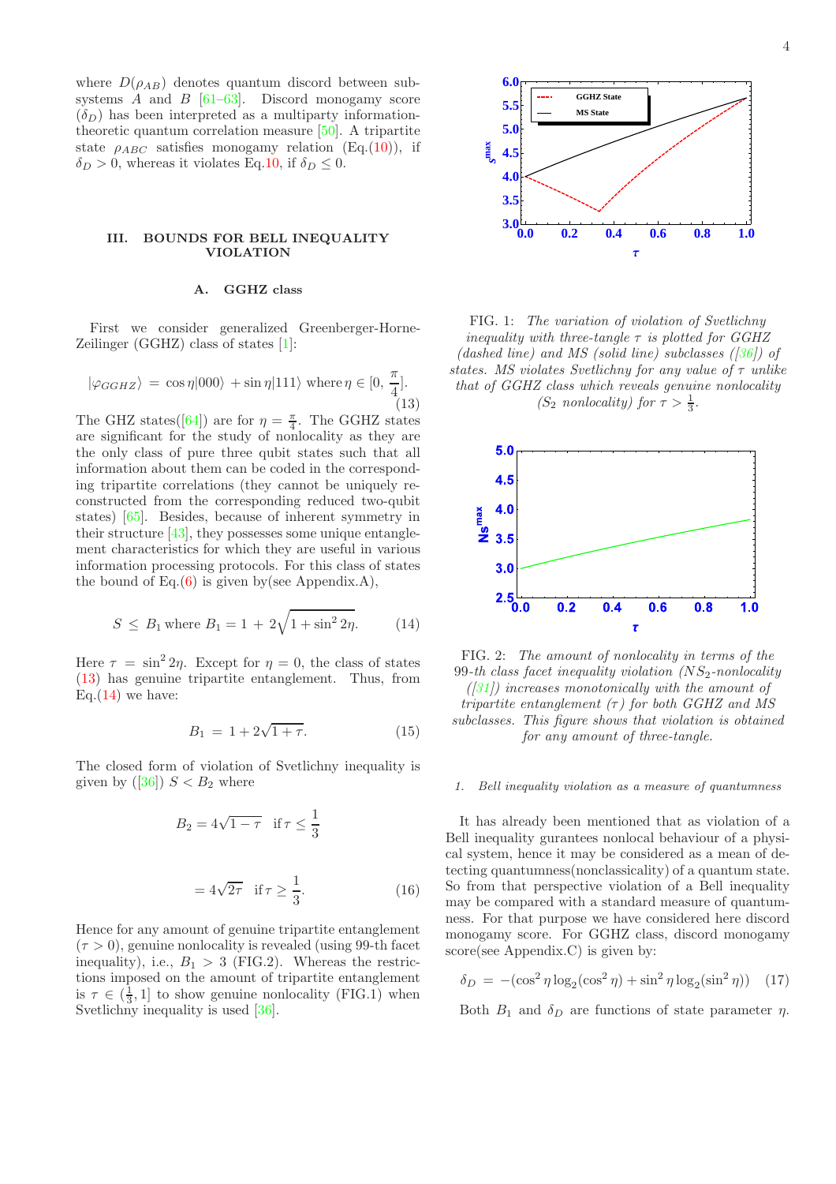where $D(\rho_{AB})$ denotes quantum discord between subsystems $A$ and $B$ [61–63]. Discord monogamy score ($\delta_D$) has been interpreted as a multiparty information-theoretic quantum correlation measure [50]. A tripartite state $\rho_{ABC}$ satisfies monogamy relation (Eq.(10)), if $\delta_D > 0$, whereas it violates Eq.10, if $\delta_D \leq 0$.

## III. BOUNDS FOR BELL INEQUALITY VIOLATION

### A. GGHZ class

First we consider generalized Greenberger-Horne-Zeilinger (GGHZ) class of states [1]:

$$|\varphi_{GGHZ}\rangle = \cos\eta|000\rangle + \sin\eta|111\rangle \text{ where } \eta \in [0, \frac{\pi}{4}]. \tag{13}$$

The GHZ states([64]) are for $\eta = \frac{\pi}{4}$. The GGHZ states are significant for the study of nonlocality as they are the only class of pure three qubit states such that all information about them can be coded in the corresponding tripartite correlations (they cannot be uniquely reconstructed from the corresponding reduced two-qubit states) [65]. Besides, because of inherent symmetry in their structure [43], they possesses some unique entanglement characteristics for which they are useful in various information processing protocols. For this class of states the bound of Eq.(6) is given by(see Appendix.A),

$$S \leq B_1 \text{ where } B_1 = 1 + 2\sqrt{1 + \sin^2 2\eta}. \tag{14}$$

Here $\tau = \sin^2 2\eta$. Except for $\eta = 0$, the class of states (13) has genuine tripartite entanglement. Thus, from Eq.(14) we have:

$$B_1 = 1 + 2\sqrt{1 + \tau}. \tag{15}$$

The closed form of violation of Svetlichny inequality is given by ([36]) $S < B_2$ where

$$B_2 = 4\sqrt{1-\tau} \quad \text{if } \tau \leq \frac{1}{3}$$

$$= 4\sqrt{2\tau} \quad \text{if } \tau \geq \frac{1}{3}. \tag{16}$$

Hence for any amount of genuine tripartite entanglement ($\tau > 0$), genuine nonlocality is revealed (using 99-th facet inequality), i.e., $B_1 > 3$ (FIG.2). Whereas the restrictions imposed on the amount of tripartite entanglement is $\tau \in (\frac{1}{3}, 1]$ to show genuine nonlocality (FIG.1) when Svetlichny inequality is used [36].

FIG. 1: *The variation of violation of Svetlichny inequality with three-tangle $\tau$ is plotted for GGHZ (dashed line) and MS (solid line) subclasses ([36]) of states. MS violates Svetlichny for any value of $\tau$ unlike that of GGHZ class which reveals genuine nonlocality ($S_2$ nonlocality) for $\tau > \frac{1}{3}$.*

FIG. 2: *The amount of nonlocality in terms of the 99-th class facet inequality violation ($NS_2$-nonlocality ([31])) increases monotonically with the amount of tripartite entanglement ($\tau$) for both GGHZ and MS subclasses. This figure shows that violation is obtained for any amount of three-tangle.*

#### 1. Bell inequality violation as a measure of quantumness

It has already been mentioned that as violation of a Bell inequality gurantees nonlocal behaviour of a physical system, hence it may be considered as a mean of detecting quantumness(nonclassicality) of a quantum state. So from that perspective violation of a Bell inequality may be compared with a standard measure of quantumness. For that purpose we have considered here discord monogamy score. For GGHZ class, discord monogamy score(see Appendix.C) is given by:

$$\delta_D = -(\cos^2\eta \log_2(\cos^2\eta) + \sin^2\eta \log_2(\sin^2\eta)) \tag{17}$$

Both $B_1$ and $\delta_D$ are functions of state parameter $\eta$.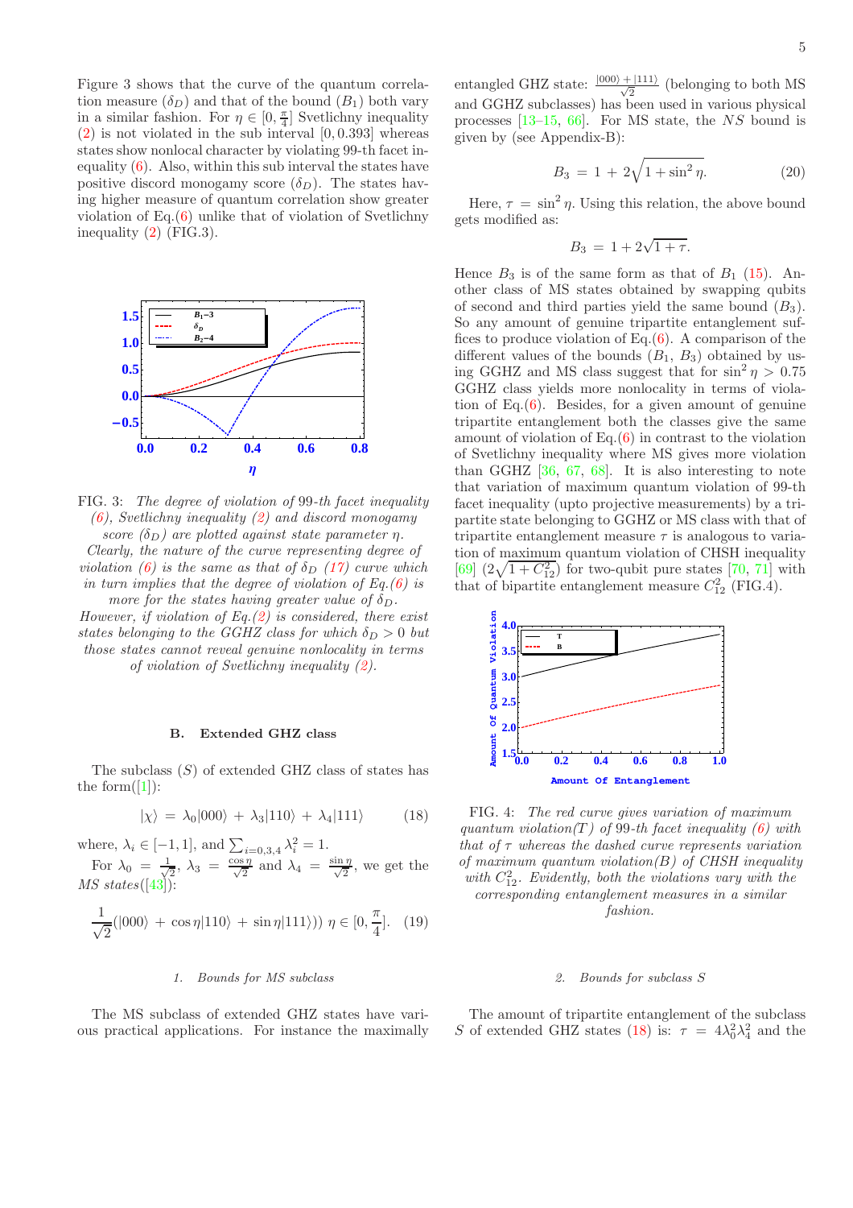Figure 3 shows that the curve of the quantum correlation measure ($\delta_D$) and that of the bound ($B_1$) both vary in a similar fashion. For $\eta \in [0, \frac{\pi}{4}]$ Svetlichny inequality (2) is not violated in the sub interval $[0, 0.393]$ whereas states show nonlocal character by violating 99-th facet inequality (6). Also, within this sub interval the states have positive discord monogamy score ($\delta_D$). The states having higher measure of quantum correlation show greater violation of Eq.(6) unlike that of violation of Svetlichny inequality (2) (FIG.3).

FIG. 3: *The degree of violation of* 99*-th facet inequality (6), Svetlichny inequality (2) and discord monogamy score ($\delta_D$) are plotted against state parameter $\eta$. Clearly, the nature of the curve representing degree of violation (6) is the same as that of $\delta_D$ (17) curve which in turn implies that the degree of violation of Eq.(6) is more for the states having greater value of $\delta_D$. However, if violation of Eq.(2) is considered, there exist states belonging to the GGHZ class for which $\delta_D > 0$ but those states cannot reveal genuine nonlocality in terms of violation of Svetlichny inequality (2).*

### B. Extended GHZ class

The subclass ($S$) of extended GHZ class of states has the form([1]):

$$|\chi\rangle = \lambda_0|000\rangle + \lambda_3|110\rangle + \lambda_4|111\rangle \quad (18)$$

where, $\lambda_i \in [-1, 1]$, and $\sum_{i=0,3,4} \lambda_i^2 = 1$.

For $\lambda_0 = \frac{1}{\sqrt{2}}$, $\lambda_3 = \frac{\cos\eta}{\sqrt{2}}$ and $\lambda_4 = \frac{\sin\eta}{\sqrt{2}}$, we get the *MS states*([43]):

$$\frac{1}{\sqrt{2}}(|000\rangle + \cos\eta|110\rangle + \sin\eta|111\rangle))\ \eta \in [0, \frac{\pi}{4}]. \quad (19)$$

#### 1. Bounds for MS subclass

The MS subclass of extended GHZ states have various practical applications. For instance the maximally entangled GHZ state: $\frac{|000\rangle + |111\rangle}{\sqrt{2}}$ (belonging to both MS and GGHZ subclasses) has been used in various physical processes [13–15, 66]. For MS state, the $NS$ bound is given by (see Appendix-B):

$$B_3 = 1 + 2\sqrt{1 + \sin^2\eta}. \quad (20)$$

Here, $\tau = \sin^2\eta$. Using this relation, the above bound gets modified as:

$$B_3 = 1 + 2\sqrt{1 + \tau}.$$

Hence $B_3$ is of the same form as that of $B_1$ (15). Another class of MS states obtained by swapping qubits of second and third parties yield the same bound ($B_3$). So any amount of genuine tripartite entanglement suffices to produce violation of Eq.(6). A comparison of the different values of the bounds ($B_1$, $B_3$) obtained by using GGHZ and MS class suggest that for $\sin^2\eta > 0.75$ GGHZ class yields more nonlocality in terms of violation of Eq.(6). Besides, for a given amount of genuine tripartite entanglement both the classes give the same amount of violation of Eq.(6) in contrast to the violation of Svetlichny inequality where MS gives more violation than GGHZ [36, 67, 68]. It is also interesting to note that variation of maximum quantum violation of 99-th facet inequality (upto projective measurements) by a tripartite state belonging to GGHZ or MS class with that of tripartite entanglement measure $\tau$ is analogous to variation of maximum quantum violation of CHSH inequality [69] ($2\sqrt{1 + C_{12}^2}$) for two-qubit pure states [70, 71] with that of bipartite entanglement measure $C_{12}^2$ (FIG.4).

FIG. 4: *The red curve gives variation of maximum quantum violation($T$) of* 99*-th facet inequality (6) with that of $\tau$ whereas the dashed curve represents variation of maximum quantum violation($B$) of CHSH inequality with $C_{12}^2$. Evidently, both the violations vary with the corresponding entanglement measures in a similar fashion.*

#### 2. Bounds for subclass S

The amount of tripartite entanglement of the subclass $S$ of extended GHZ states (18) is: $\tau = 4\lambda_0^2\lambda_4^2$ and the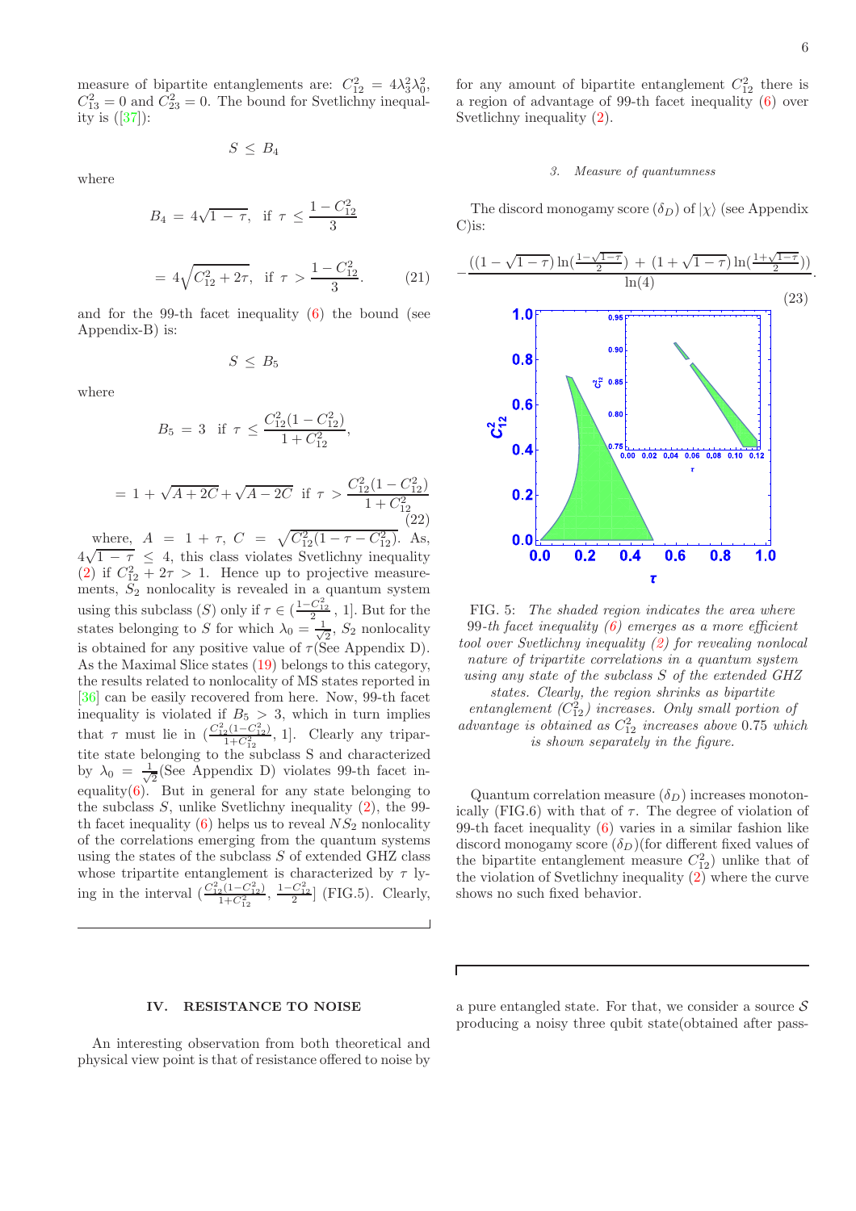measure of bipartite entanglements are: $C_{12}^2 = 4\lambda_3^2\lambda_0^2$, $C_{13}^2 = 0$ and $C_{23}^2 = 0$. The bound for Svetlichny inequality is ([37]):

$$S \leq B_4$$

where

$$B_4 = 4\sqrt{1-\tau}, \text{ if } \tau \leq \frac{1-C_{12}^2}{3}$$

$$= 4\sqrt{C_{12}^2 + 2\tau}, \text{ if } \tau > \frac{1-C_{12}^2}{3}. \tag{21}$$

and for the 99-th facet inequality (6) the bound (see Appendix-B) is:

$$S \leq B_5$$

where

$$B_5 = 3 \text{ if } \tau \leq \frac{C_{12}^2(1-C_{12}^2)}{1+C_{12}^2},$$

$$= 1 + \sqrt{A+2C} + \sqrt{A-2C} \text{ if } \tau > \frac{C_{12}^2(1-C_{12}^2)}{1+C_{12}^2} \tag{22}$$

where, $A = 1+\tau$, $C = \sqrt{C_{12}^2(1-\tau-C_{12}^2)}$. As, $4\sqrt{1-\tau} \leq 4$, this class violates Svetlichny inequality (2) if $C_{12}^2 + 2\tau > 1$. Hence up to projective measurements, $S_2$ nonlocality is revealed in a quantum system using this subclass ($S$) only if $\tau \in (\frac{1-C_{12}^2}{2}, 1]$. But for the states belonging to $S$ for which $\lambda_0 = \frac{1}{\sqrt{2}}$, $S_2$ nonlocality is obtained for any positive value of $\tau$(See Appendix D). As the Maximal Slice states (19) belongs to this category, the results related to nonlocality of MS states reported in [36] can be easily recovered from here. Now, 99-th facet inequality is violated if $B_5 > 3$, which in turn implies that $\tau$ must lie in $(\frac{C_{12}^2(1-C_{12}^2)}{1+C_{12}^2}, 1]$. Clearly any tripartite state belonging to the subclass S and characterized by $\lambda_0 = \frac{1}{\sqrt{2}}$(See Appendix D) violates 99-th facet inequality(6). But in general for any state belonging to the subclass $S$, unlike Svetlichny inequality (2), the 99-th facet inequality (6) helps us to reveal $NS_2$ nonlocality of the correlations emerging from the quantum systems using the states of the subclass $S$ of extended GHZ class whose tripartite entanglement is characterized by $\tau$ lying in the interval $(\frac{C_{12}^2(1-C_{12}^2)}{1+C_{12}^2}, \frac{1-C_{12}^2}{2}]$ (FIG.5). Clearly, for any amount of bipartite entanglement $C_{12}^2$ there is a region of advantage of 99-th facet inequality (6) over Svetlichny inequality (2).

#### 3. Measure of quantumness

The discord monogamy score ($\delta_D$) of $|\chi\rangle$ (see Appendix C)is:

$$-\frac{((1-\sqrt{1-\tau})\ln(\frac{1-\sqrt{1-\tau}}{2}) + (1+\sqrt{1-\tau})\ln(\frac{1+\sqrt{1-\tau}}{2}))}{\ln(4)}. \tag{23}$$

FIG. 5: *The shaded region indicates the area where 99-th facet inequality (6) emerges as a more efficient tool over Svetlichny inequality (2) for revealing nonlocal nature of tripartite correlations in a quantum system using any state of the subclass S of the extended GHZ states. Clearly, the region shrinks as bipartite entanglement ($C_{12}^2$) increases. Only small portion of advantage is obtained as $C_{12}^2$ increases above 0.75 which is shown separately in the figure.*

Quantum correlation measure ($\delta_D$) increases monotonically (FIG.6) with that of $\tau$. The degree of violation of 99-th facet inequality (6) varies in a similar fashion like discord monogamy score ($\delta_D$)(for different fixed values of the bipartite entanglement measure $C_{12}^2$) unlike that of the violation of Svetlichny inequality (2) where the curve shows no such fixed behavior.

## IV. RESISTANCE TO NOISE

An interesting observation from both theoretical and physical view point is that of resistance offered to noise by a pure entangled state. For that, we consider a source $\mathcal{S}$ producing a noisy three qubit state(obtained after pass-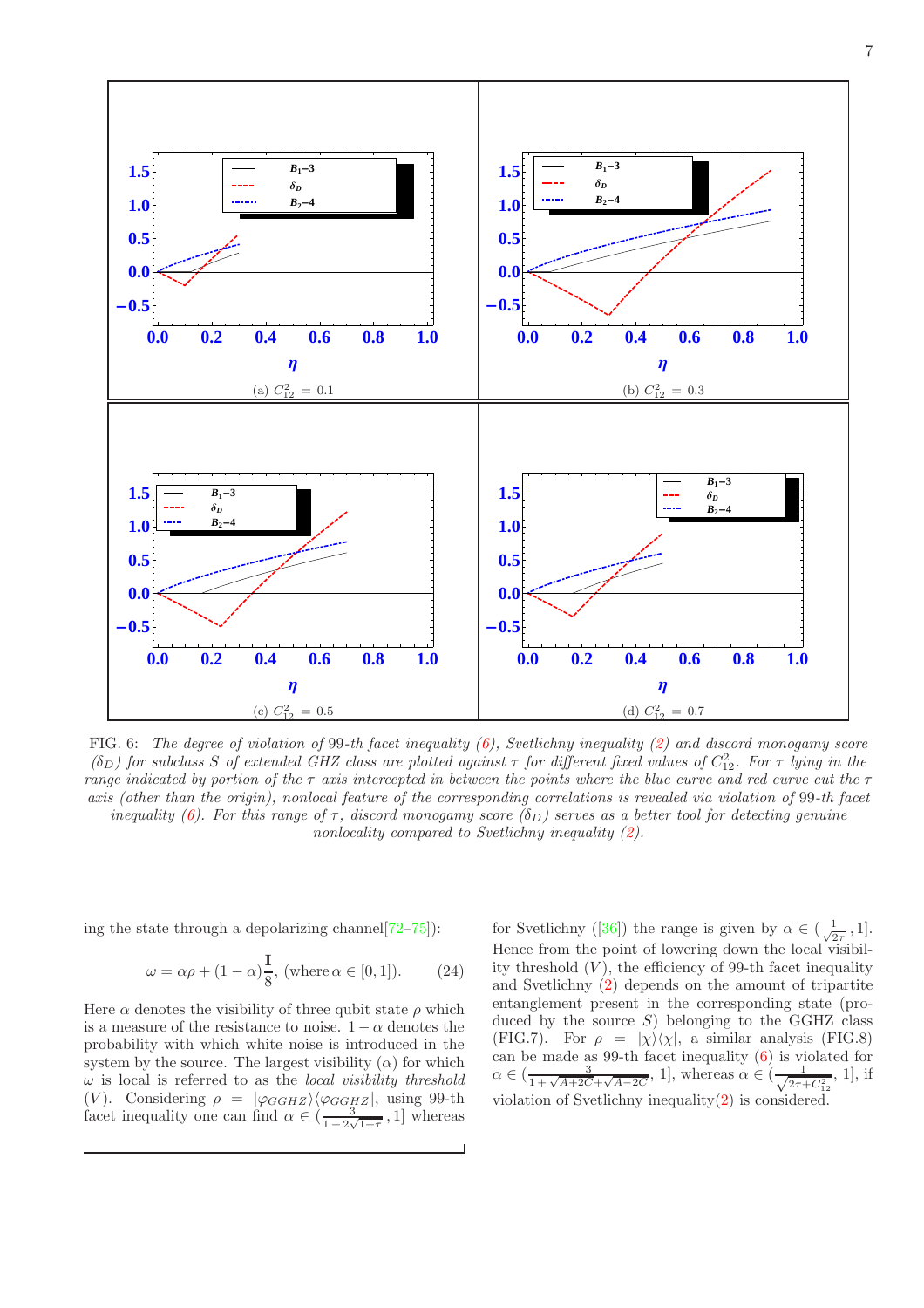FIG. 6: *The degree of violation of* 99*-th facet inequality (6), Svetlichny inequality (2) and discord monogamy score* ($\delta_D$) *for subclass* $S$ *of extended GHZ class are plotted against* $\tau$ *for different fixed values of* $C_{12}^2$. *For* $\tau$ *lying in the range indicated by portion of the* $\tau$ *axis intercepted in between the points where the blue curve and red curve cut the* $\tau$ *axis (other than the origin), nonlocal feature of the corresponding correlations is revealed via violation of* 99*-th facet inequality (6). For this range of* $\tau$*, discord monogamy score* ($\delta_D$) *serves as a better tool for detecting genuine nonlocality compared to Svetlichny inequality (2).*

ing the state through a depolarizing channel[72–75]):

$$\omega = \alpha\rho + (1-\alpha)\frac{\mathbf{I}}{8}, \text{ (where } \alpha \in [0,1]). \tag{24}$$

Here $\alpha$ denotes the visibility of three qubit state $\rho$ which is a measure of the resistance to noise. $1-\alpha$ denotes the probability with which white noise is introduced in the system by the source. The largest visibility ($\alpha$) for which $\omega$ is local is referred to as the *local visibility threshold* ($V$). Considering $\rho = |\varphi_{GGHZ}\rangle\langle\varphi_{GGHZ}|$, using 99-th facet inequality one can find $\alpha \in (\frac{3}{1+2\sqrt{1+\tau}}, 1]$ whereas for Svetlichny ([36]) the range is given by $\alpha \in (\frac{1}{\sqrt{2\tau}}, 1]$. Hence from the point of lowering down the local visibility threshold ($V$), the efficiency of 99-th facet inequality and Svetlichny (2) depends on the amount of tripartite entanglement present in the corresponding state (produced by the source $S$) belonging to the GGHZ class (FIG.7). For $\rho = |\chi\rangle\langle\chi|$, a similar analysis (FIG.8) can be made as 99-th facet inequality (6) is violated for $\alpha \in (\frac{3}{1+\sqrt{A+2C}+\sqrt{A-2C}}, 1]$, whereas $\alpha \in (\frac{1}{\sqrt{2\tau+C_{12}^2}}, 1]$, if violation of Svetlichny inequality(2) is considered.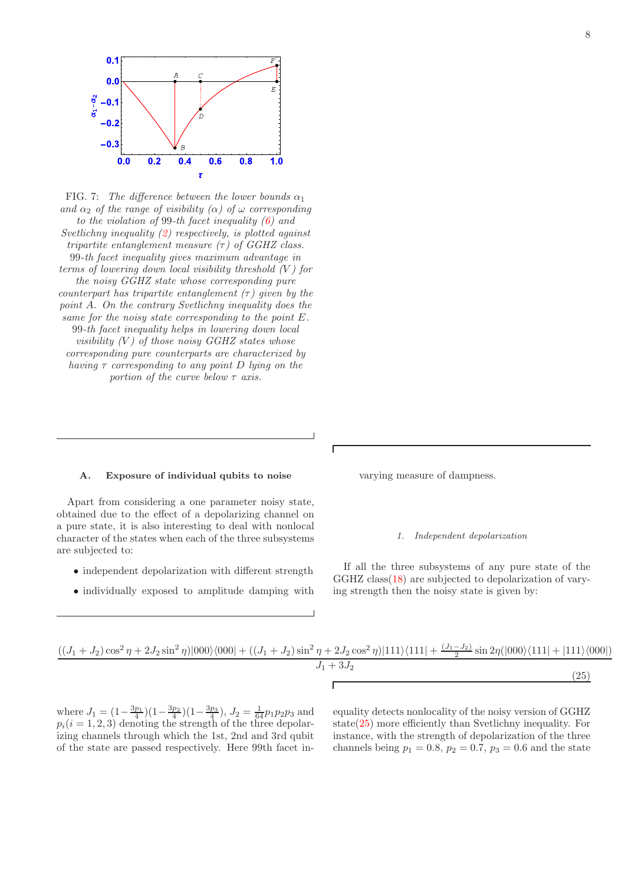FIG. 7: *The difference between the lower bounds $\alpha_1$ and $\alpha_2$ of the range of visibility ($\alpha$) of $\omega$ corresponding to the violation of 99-th facet inequality (6) and Svetlichny inequality (2) respectively, is plotted against tripartite entanglement measure ($\tau$) of GGHZ class. 99-th facet inequality gives maximum advantage in terms of lowering down local visibility threshold ($V$) for the noisy GGHZ state whose corresponding pure counterpart has tripartite entanglement ($\tau$) given by the point A. On the contrary Svetlichny inequality does the same for the noisy state corresponding to the point E. 99-th facet inequality helps in lowering down local visibility ($V$) of those noisy GGHZ states whose corresponding pure counterparts are characterized by having $\tau$ corresponding to any point D lying on the portion of the curve below $\tau$ axis.*

### A. Exposure of individual qubits to noise

Apart from considering a one parameter noisy state, obtained due to the effect of a depolarizing channel on a pure state, it is also interesting to deal with nonlocal character of the states when each of the three subsystems are subjected to:

- independent depolarization with different strength
- individually exposed to amplitude damping with varying measure of dampness.

#### 1. Independent depolarization

If all the three subsystems of any pure state of the GGHZ class(18) are subjected to depolarization of varying strength then the noisy state is given by:

$$\frac{((J_1+J_2)\cos^2\eta + 2J_2\sin^2\eta)|000\rangle\langle 000| + ((J_1+J_2)\sin^2\eta + 2J_2\cos^2\eta)|111\rangle\langle 111| + \frac{(J_1-J_2)}{2}\sin 2\eta(|000\rangle\langle 111| + |111\rangle\langle 000|)}{J_1+3J_2} \tag{25}$$

where $J_1 = (1-\frac{3p_1}{4})(1-\frac{3p_2}{4})(1-\frac{3p_3}{4})$, $J_2 = \frac{1}{64}p_1p_2p_3$ and $p_i (i = 1, 2, 3)$ denoting the strength of the three depolarizing channels through which the 1st, 2nd and 3rd qubit of the state are passed respectively. Here 99th facet inequality detects nonlocality of the noisy version of GGHZ state(25) more efficiently than Svetlichny inequality. For instance, with the strength of depolarization of the three channels being $p_1 = 0.8$, $p_2 = 0.7$, $p_3 = 0.6$ and the state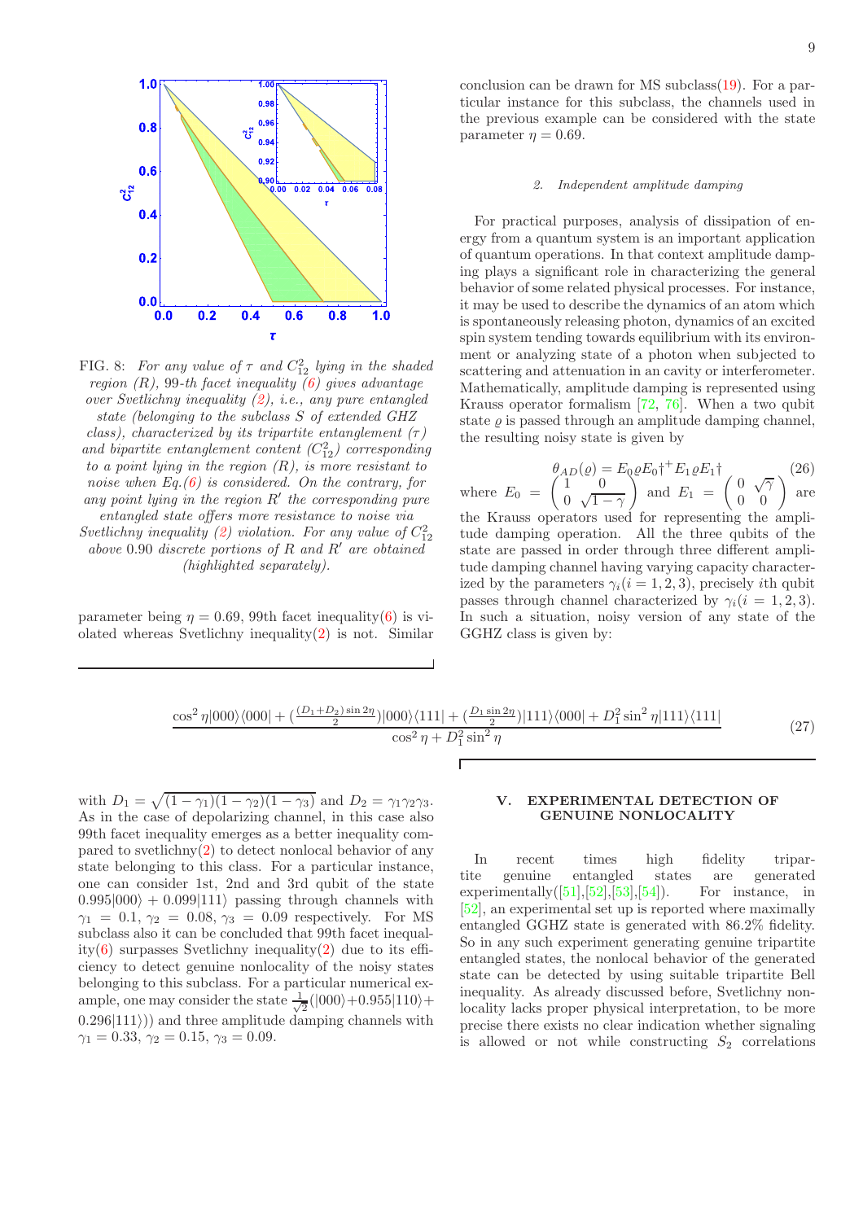FIG. 8: *For any value of $\tau$ and $C_{12}^2$ lying in the shaded region (R), 99-th facet inequality (6) gives advantage over Svetlichny inequality (2), i.e., any pure entangled state (belonging to the subclass S of extended GHZ class), characterized by its tripartite entanglement ($\tau$) and bipartite entanglement content ($C_{12}^2$) corresponding to a point lying in the region (R), is more resistant to noise when Eq.(6) is considered. On the contrary, for any point lying in the region $R'$ the corresponding pure entangled state offers more resistance to noise via Svetlichny inequality (2) violation. For any value of $C_{12}^2$ above 0.90 discrete portions of R and $R'$ are obtained (highlighted separately).*

parameter being $\eta = 0.69$, 99th facet inequality(6) is violated whereas Svetlichny inequality(2) is not. Similar conclusion can be drawn for MS subclass(19). For a particular instance for this subclass, the channels used in the previous example can be considered with the state parameter $\eta = 0.69$.

#### 2. Independent amplitude damping

For practical purposes, analysis of dissipation of energy from a quantum system is an important application of quantum operations. In that context amplitude damping plays a significant role in characterizing the general behavior of some related physical processes. For instance, it may be used to describe the dynamics of an atom which is spontaneously releasing photon, dynamics of an excited spin system tending towards equilibrium with its environment or analyzing state of a photon when subjected to scattering and attenuation in an cavity or interferometer. Mathematically, amplitude damping is represented using Krauss operator formalism [72, 76]. When a two qubit state $\varrho$ is passed through an amplitude damping channel, the resulting noisy state is given by

$$\theta_{AD}(\varrho) = E_0 \varrho E_0{}^{\dagger} + E_1 \varrho E_1{}^{\dagger} \tag{26}$$

where $E_0 = \begin{pmatrix} 1 & 0 \\ 0 & \sqrt{1-\gamma} \end{pmatrix}$ and $E_1 = \begin{pmatrix} 0 & \sqrt{\gamma} \\ 0 & 0 \end{pmatrix}$ are the Krauss operators used for representing the amplitude damping operation. All the three qubits of the state are passed in order through three different amplitude damping channel having varying capacity characterized by the parameters $\gamma_i (i = 1, 2, 3)$, precisely $i$th qubit passes through channel characterized by $\gamma_i (i = 1, 2, 3)$. In such a situation, noisy version of any state of the GGHZ class is given by:

$$\frac{\cos^2\eta|000\rangle\langle 000| + (\frac{(D_1+D_2)\sin 2\eta}{2})|000\rangle\langle 111| + (\frac{D_1 \sin 2\eta}{2})|111\rangle\langle 000| + D_1^2\sin^2\eta|111\rangle\langle 111|}{\cos^2\eta + D_1^2\sin^2\eta} \tag{27}$$

with $D_1 = \sqrt{(1-\gamma_1)(1-\gamma_2)(1-\gamma_3)}$ and $D_2 = \gamma_1\gamma_2\gamma_3$. As in the case of depolarizing channel, in this case also 99th facet inequality emerges as a better inequality compared to svetlichny(2) to detect nonlocal behavior of any state belonging to this class. For a particular instance, one can consider 1st, 2nd and 3rd qubit of the state $0.995|000\rangle + 0.099|111\rangle$ passing through channels with $\gamma_1 = 0.1$, $\gamma_2 = 0.08$, $\gamma_3 = 0.09$ respectively. For MS subclass also it can be concluded that 99th facet inequality(6) surpasses Svetlichny inequality(2) due to its efficiency to detect genuine nonlocality of the noisy states belonging to this subclass. For a particular numerical example, one may consider the state $\frac{1}{\sqrt{2}}(|000\rangle + 0.955|110\rangle + 0.296|111\rangle))$ and three amplitude damping channels with $\gamma_1 = 0.33$, $\gamma_2 = 0.15$, $\gamma_3 = 0.09$.

## V. EXPERIMENTAL DETECTION OF GENUINE NONLOCALITY

In recent times high fidelity tripartite genuine entangled states are generated experimentally([51],[52],[53],[54]). For instance, in [52], an experimental set up is reported where maximally entangled GGHZ state is generated with 86.2% fidelity. So in any such experiment generating genuine tripartite entangled states, the nonlocal behavior of the generated state can be detected by using suitable tripartite Bell inequality. As already discussed before, Svetlichny nonlocality lacks proper physical interpretation, to be more precise there exists no clear indication whether signaling is allowed or not while constructing $S_2$ correlations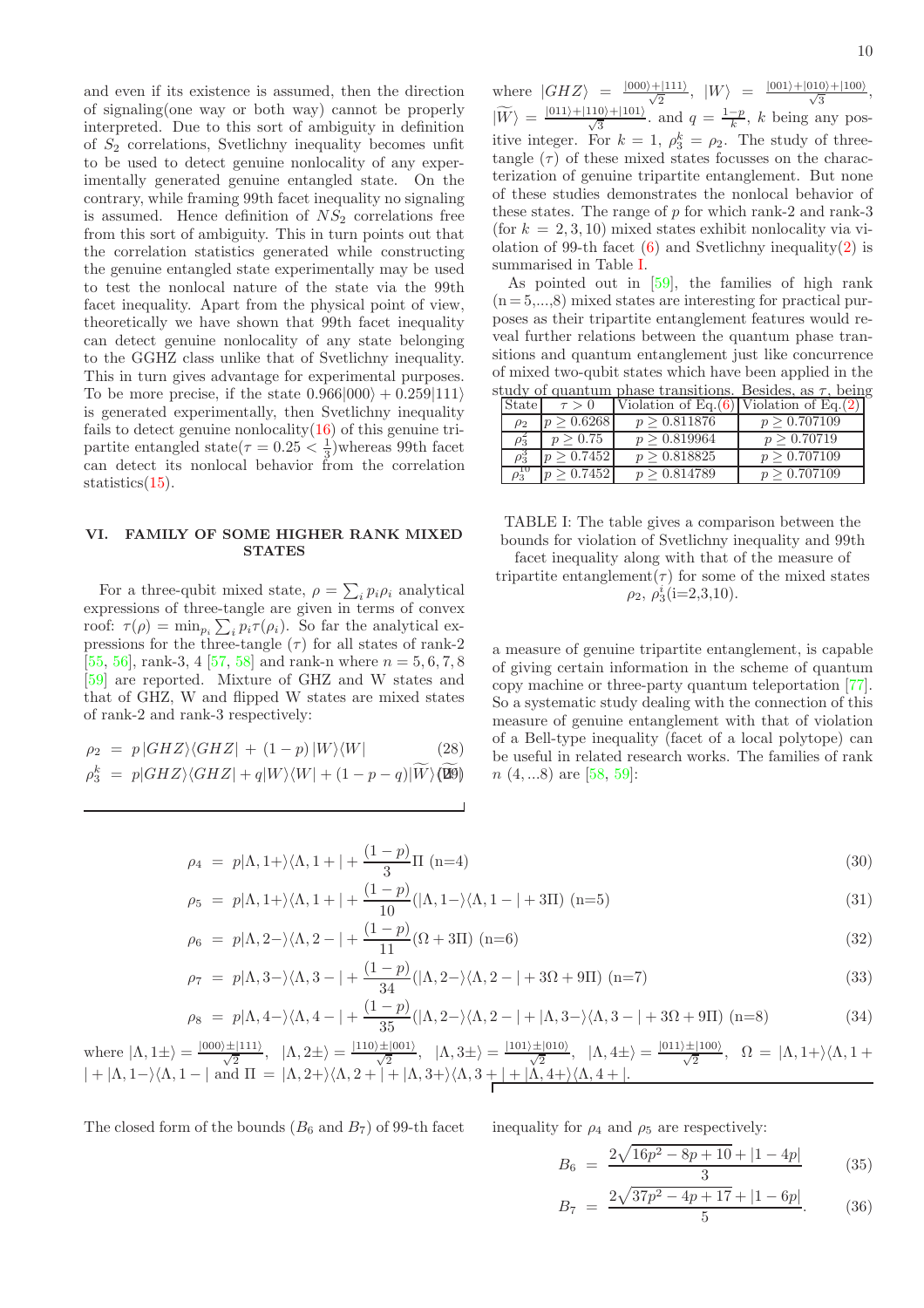and even if its existence is assumed, then the direction of signaling(one way or both way) cannot be properly interpreted. Due to this sort of ambiguity in definition of $S_2$ correlations, Svetlichny inequality becomes unfit to be used to detect genuine nonlocality of any experimentally generated genuine entangled state. On the contrary, while framing 99th facet inequality no signaling is assumed. Hence definition of $NS_2$ correlations free from this sort of ambiguity. This in turn points out that the correlation statistics generated while constructing the genuine entangled state experimentally may be used to test the nonlocal nature of the state via the 99th facet inequality. Apart from the physical point of view, theoretically we have shown that 99th facet inequality can detect genuine nonlocality of any state belonging to the GGHZ class unlike that of Svetlichny inequality. This in turn gives advantage for experimental purposes. To be more precise, if the state $0.966|000\rangle + 0.259|111\rangle$ is generated experimentally, then Svetlichny inequality fails to detect genuine nonlocality(16) of this genuine tripartite entangled state($\tau = 0.25 < \frac{1}{3}$)whereas 99th facet can detect its nonlocal behavior from the correlation statistics(15).

## VI. FAMILY OF SOME HIGHER RANK MIXED STATES

For a three-qubit mixed state, $\rho = \sum_i p_i \rho_i$ analytical expressions of three-tangle are given in terms of convex roof: $\tau(\rho) = \min_{p_i} \sum_i p_i \tau(\rho_i)$. So far the analytical expressions for the three-tangle ($\tau$) for all states of rank-2 [55, 56], rank-3, 4 [57, 58] and rank-n where $n = 5, 6, 7, 8$ [59] are reported. Mixture of GHZ and W states and that of GHZ, W and flipped W states are mixed states of rank-2 and rank-3 respectively:

$$\rho_2 = p|GHZ\rangle\langle GHZ| + (1-p)|W\rangle\langle W| \tag{28}$$

$$\rho_3^k = p|GHZ\rangle\langle GHZ| + q|W\rangle\langle W| + (1-p-q)|\widetilde{W}\rangle\langle\widetilde{W}| \tag{29}$$

where $|GHZ\rangle = \frac{|000\rangle+|111\rangle}{\sqrt{2}}$, $|W\rangle = \frac{|001\rangle+|010\rangle+|100\rangle}{\sqrt{3}}$, $|\widetilde{W}\rangle = \frac{|011\rangle+|110\rangle+|101\rangle}{\sqrt{3}}$. and $q = \frac{1-p}{k}$, $k$ being any positive integer. For $k = 1$, $\rho_3^k = \rho_2$. The study of three-tangle ($\tau$) of these mixed states focusses on the characterization of genuine tripartite entanglement. But none of these studies demonstrates the nonlocal behavior of these states. The range of $p$ for which rank-2 and rank-3 (for $k = 2, 3, 10$) mixed states exhibit nonlocality via violation of 99-th facet (6) and Svetlichny inequality(2) is summarised in Table I.

As pointed out in [59], the families of high rank (n = 5,...,8) mixed states are interesting for practical purposes as their tripartite entanglement features would reveal further relations between the quantum phase transitions and quantum entanglement just like concurrence of mixed two-qubit states which have been applied in the study of quantum phase transitions. Besides, as $\tau$, being a measure of genuine tripartite entanglement, is capable of giving certain information in the scheme of quantum copy machine or three-party quantum teleportation [77]. So a systematic study dealing with the connection of this measure of genuine entanglement with that of violation of a Bell-type inequality (facet of a local polytope) can be useful in related research works. The families of rank $n$ (4,...8) are [58, 59]:

| State | $\tau > 0$ | Violation of Eq.(6) | Violation of Eq.(2) |
|---|---|---|---|
| $\rho_2$ | $p \geq 0.6268$ | $p \geq 0.811876$ | $p \geq 0.707109$ |
| $\rho_3^2$ | $p \geq 0.75$ | $p \geq 0.819964$ | $p \geq 0.70719$ |
| $\rho_3^3$ | $p \geq 0.7452$ | $p \geq 0.818825$ | $p \geq 0.707109$ |
| $\rho_3^{10}$ | $p \geq 0.7452$ | $p \geq 0.814789$ | $p \geq 0.707109$ |

TABLE I: The table gives a comparison between the bounds for violation of Svetlichny inequality and 99th facet inequality along with that of the measure of tripartite entanglement($\tau$) for some of the mixed states $\rho_2$, $\rho_3^i$(i=2,3,10).

$$\rho_4 = p|\Lambda, 1+\rangle\langle\Lambda, 1+| + \frac{(1-p)}{3}\Pi \text{ (n=4)} \tag{30}$$

$$\rho_5 = p|\Lambda, 1+\rangle\langle\Lambda, 1+| + \frac{(1-p)}{10}(|\Lambda, 1-\rangle\langle\Lambda, 1-| + 3\Pi) \text{ (n=5)} \tag{31}$$

$$\rho_6 = p|\Lambda, 2-\rangle\langle\Lambda, 2-| + \frac{(1-p)}{11}(\Omega + 3\Pi) \text{ (n=6)} \tag{32}$$

$$\rho_7 = p|\Lambda, 3-\rangle\langle\Lambda, 3-| + \frac{(1-p)}{34}(|\Lambda, 2-\rangle\langle\Lambda, 2-| + 3\Omega + 9\Pi) \text{ (n=7)} \tag{33}$$

$$\rho_8 = p|\Lambda, 4-\rangle\langle\Lambda, 4-| + \frac{(1-p)}{35}(|\Lambda, 2-\rangle\langle\Lambda, 2-| + |\Lambda, 3-\rangle\langle\Lambda, 3-| + 3\Omega + 9\Pi) \text{ (n=8)} \tag{34}$$

where $|\Lambda, 1\pm\rangle = \frac{|000\rangle\pm|111\rangle}{\sqrt{2}}$, $|\Lambda, 2\pm\rangle = \frac{|110\rangle\pm|001\rangle}{\sqrt{2}}$, $|\Lambda, 3\pm\rangle = \frac{|101\rangle\pm|010\rangle}{\sqrt{2}}$, $|\Lambda, 4\pm\rangle = \frac{|011\rangle\pm|100\rangle}{\sqrt{2}}$, $\Omega = |\Lambda, 1+\rangle\langle\Lambda, 1+| + |\Lambda, 1-\rangle\langle\Lambda, 1-|$ and $\Pi = |\Lambda, 2+\rangle\langle\Lambda, 2+| + |\Lambda, 3+\rangle\langle\Lambda, 3+| + |\Lambda, 4+\rangle\langle\Lambda, 4+|$.

The closed form of the bounds ($B_6$ and $B_7$) of 99-th facet inequality for $\rho_4$ and $\rho_5$ are respectively:

$$B_6 = \frac{2\sqrt{16p^2 - 8p + 10} + |1 - 4p|}{3} \tag{35}$$

$$B_7 = \frac{2\sqrt{37p^2 - 4p + 17} + |1 - 6p|}{5}. \tag{36}$$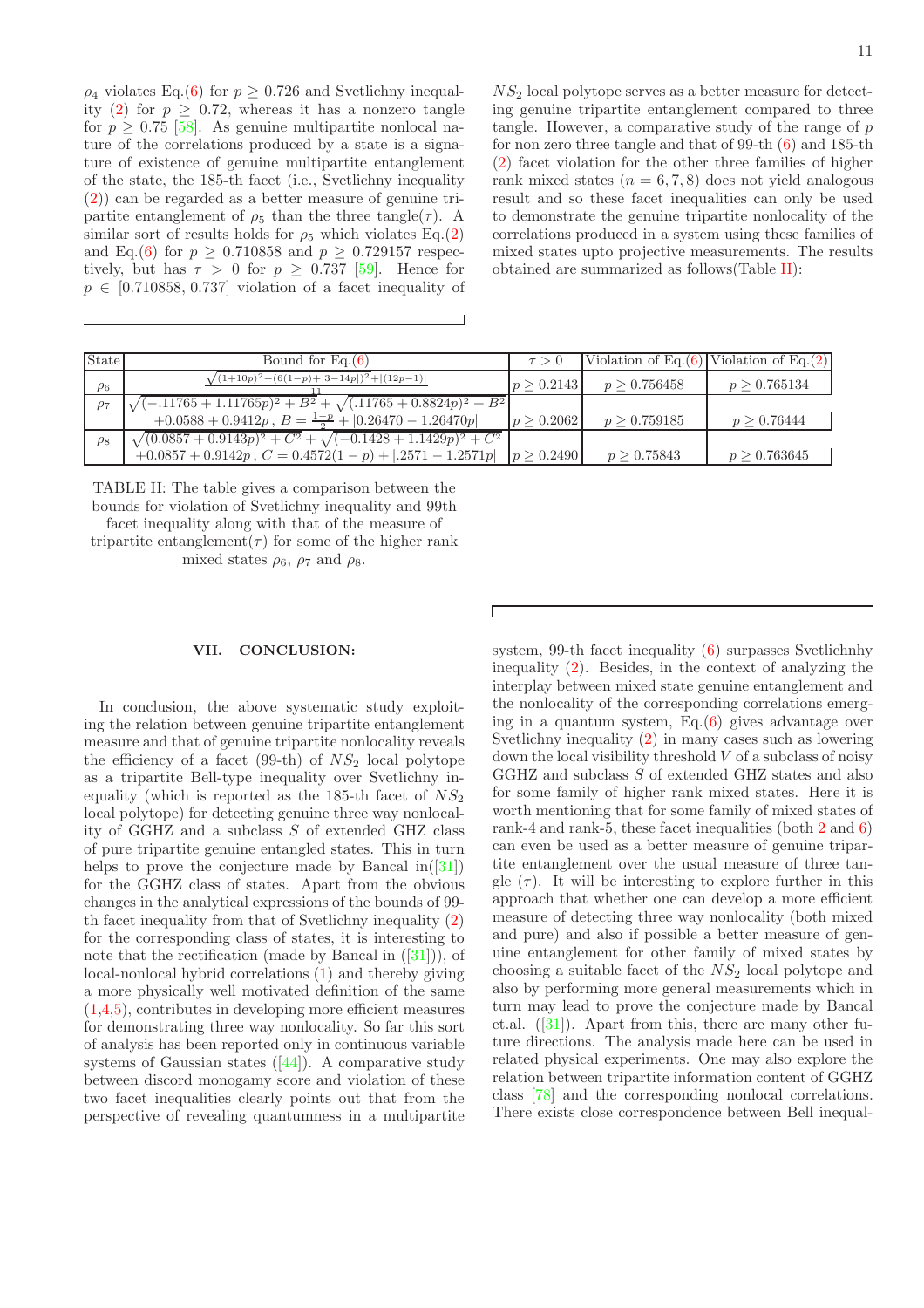$\rho_4$ violates Eq.(6) for $p \geq 0.726$ and Svetlichny inequality (2) for $p \geq 0.72$, whereas it has a nonzero tangle for $p \geq 0.75$ [58]. As genuine multipartite nonlocal nature of the correlations produced by a state is a signature of existence of genuine multipartite entanglement of the state, the 185-th facet (i.e., Svetlichny inequality (2)) can be regarded as a better measure of genuine tripartite entanglement of $\rho_5$ than the three tangle($\tau$). A similar sort of results holds for $\rho_5$ which violates Eq.(2) and Eq.(6) for $p \geq 0.710858$ and $p \geq 0.729157$ respectively, but has $\tau > 0$ for $p \geq 0.737$ [59]. Hence for $p \in [0.710858, 0.737]$ violation of a facet inequality of $NS_2$ local polytope serves as a better measure for detecting genuine tripartite entanglement compared to three tangle. However, a comparative study of the range of $p$ for non zero three tangle and that of 99-th (6) and 185-th (2) facet violation for the other three families of higher rank mixed states ($n = 6, 7, 8$) does not yield analogous result and so these facet inequalities can only be used to demonstrate the genuine tripartite nonlocality of the correlations produced in a system using these families of mixed states upto projective measurements. The results obtained are summarized as follows(Table II):

| State | Bound for Eq.(6) | $\tau > 0$ | Violation of Eq.(6) | Violation of Eq.(2) |
|---|---|---|---|---|
| $\rho_6$ | $\frac{\sqrt{(1+10p)^2+(6(1-p)+\lvert 3-14p\rvert)^2}+\lvert(12p-1)\rvert}{11}$ | $p \geq 0.2143$ | $p \geq 0.756458$ | $p \geq 0.765134$ |
| $\rho_7$ | $\sqrt{(-.11765+1.11765p)^2+B^2}+\sqrt{(.11765+0.8824p)^2+B^2}$ $+0.0588+0.9412p$, $B=\frac{1-p}{2}+\lvert 0.26470-1.26470p\rvert$ | $p \geq 0.2062$ | $p \geq 0.759185$ | $p \geq 0.76444$ |
| $\rho_8$ | $\sqrt{(0.0857+0.9143p)^2+C^2}+\sqrt{(-0.1428+1.1429p)^2+C^2}$ $+0.0857+0.9142p$, $C=0.4572(1-p)+\lvert .2571-1.2571p\rvert$ | $p \geq 0.2490$ | $p \geq 0.75843$ | $p \geq 0.763645$ |

TABLE II: The table gives a comparison between the bounds for violation of Svetlichny inequality and 99th facet inequality along with that of the measure of tripartite entanglement($\tau$) for some of the higher rank mixed states $\rho_6$, $\rho_7$ and $\rho_8$.

## VII. CONCLUSION:

In conclusion, the above systematic study exploiting the relation between genuine tripartite entanglement measure and that of genuine tripartite nonlocality reveals the efficiency of a facet (99-th) of $NS_2$ local polytope as a tripartite Bell-type inequality over Svetlichny inequality (which is reported as the 185-th facet of $NS_2$ local polytope) for detecting genuine three way nonlocality of GGHZ and a subclass $S$ of extended GHZ class of pure tripartite genuine entangled states. This in turn helps to prove the conjecture made by Bancal in([31]) for the GGHZ class of states. Apart from the obvious changes in the analytical expressions of the bounds of 99-th facet inequality from that of Svetlichny inequality (2) for the corresponding class of states, it is interesting to note that the rectification (made by Bancal in ([31])), of local-nonlocal hybrid correlations (1) and thereby giving a more physically well motivated definition of the same (1,4,5), contributes in developing more efficient measures for demonstrating three way nonlocality. So far this sort of analysis has been reported only in continuous variable systems of Gaussian states ([44]). A comparative study between discord monogamy score and violation of these two facet inequalities clearly points out that from the perspective of revealing quantumness in a multipartite system, 99-th facet inequality (6) surpasses Svetlichnhy inequality (2). Besides, in the context of analyzing the interplay between mixed state genuine entanglement and the nonlocality of the corresponding correlations emerging in a quantum system, Eq.(6) gives advantage over Svetlichny inequality (2) in many cases such as lowering down the local visibility threshold $V$ of a subclass of noisy GGHZ and subclass $S$ of extended GHZ states and also for some family of higher rank mixed states. Here it is worth mentioning that for some family of mixed states of rank-4 and rank-5, these facet inequalities (both 2 and 6) can even be used as a better measure of genuine tripartite entanglement over the usual measure of three tangle ($\tau$). It will be interesting to explore further in this approach that whether one can develop a more efficient measure of detecting three way nonlocality (both mixed and pure) and also if possible a better measure of genuine entanglement for other family of mixed states by choosing a suitable facet of the $NS_2$ local polytope and also by performing more general measurements which in turn may lead to prove the conjecture made by Bancal et.al. ([31]). Apart from this, there are many other future directions. The analysis made here can be used in related physical experiments. One may also explore the relation between tripartite information content of GGHZ class [78] and the corresponding nonlocal correlations. There exists close correspondence between Bell inequal-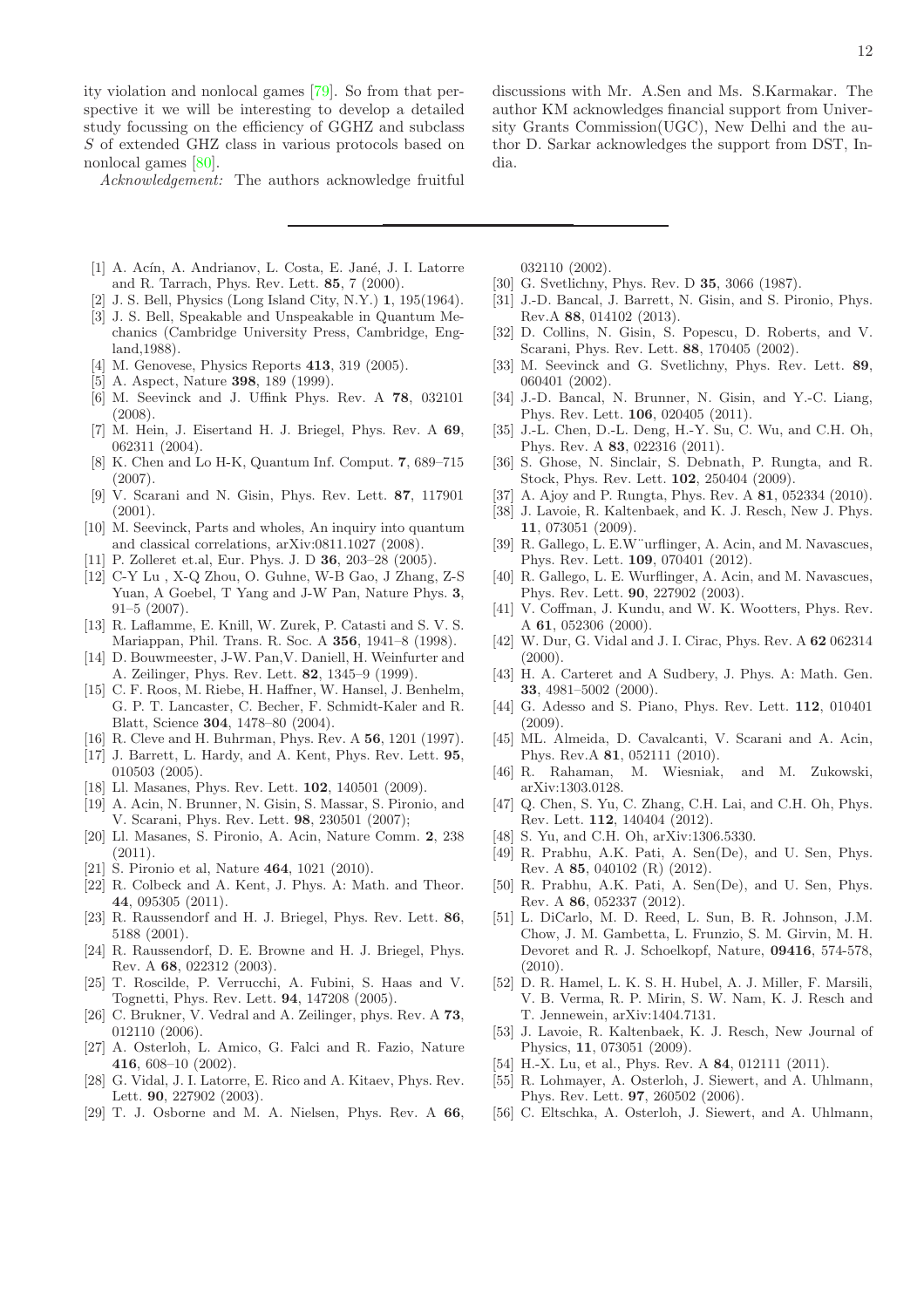ity violation and nonlocal games [79]. So from that perspective it we will be interesting to develop a detailed study focussing on the efficiency of GGHZ and subclass $S$ of extended GHZ class in various protocols based on nonlocal games [80].

*Acknowledgement:* The authors acknowledge fruitful discussions with Mr. A.Sen and Ms. S.Karmakar. The author KM acknowledges financial support from University Grants Commission(UGC), New Delhi and the author D. Sarkar acknowledges the support from DST, India.

---

[1] A. Acín, A. Andrianov, L. Costa, E. Jané, J. I. Latorre and R. Tarrach, Phys. Rev. Lett. **85**, 7 (2000).

[2] J. S. Bell, Physics (Long Island City, N.Y.) **1**, 195(1964).

[3] J. S. Bell, Speakable and Unspeakable in Quantum Mechanics (Cambridge University Press, Cambridge, England,1988).

[4] M. Genovese, Physics Reports **413**, 319 (2005).

[5] A. Aspect, Nature **398**, 189 (1999).

[6] M. Seevinck and J. Uffink Phys. Rev. A **78**, 032101 (2008).

[7] M. Hein, J. Eisertand H. J. Briegel, Phys. Rev. A **69**, 062311 (2004).

[8] K. Chen and Lo H-K, Quantum Inf. Comput. **7**, 689–715 (2007).

[9] V. Scarani and N. Gisin, Phys. Rev. Lett. **87**, 117901 (2001).

[10] M. Seevinck, Parts and wholes, An inquiry into quantum and classical correlations, arXiv:0811.1027 (2008).

[11] P. Zolleret et.al, Eur. Phys. J. D **36**, 203–28 (2005).

[12] C-Y Lu , X-Q Zhou, O. Guhne, W-B Gao, J Zhang, Z-S Yuan, A Goebel, T Yang and J-W Pan, Nature Phys. **3**, 91–5 (2007).

[13] R. Laflamme, E. Knill, W. Zurek, P. Catasti and S. V. S. Mariappan, Phil. Trans. R. Soc. A **356**, 1941–8 (1998).

[14] D. Bouwmeester, J-W. Pan,V. Daniell, H. Weinfurter and A. Zeilinger, Phys. Rev. Lett. **82**, 1345–9 (1999).

[15] C. F. Roos, M. Riebe, H. Haffner, W. Hansel, J. Benhelm, G. P. T. Lancaster, C. Becher, F. Schmidt-Kaler and R. Blatt, Science **304**, 1478–80 (2004).

[16] R. Cleve and H. Buhrman, Phys. Rev. A **56**, 1201 (1997).

[17] J. Barrett, L. Hardy, and A. Kent, Phys. Rev. Lett. **95**, 010503 (2005).

[18] Ll. Masanes, Phys. Rev. Lett. **102**, 140501 (2009).

[19] A. Acin, N. Brunner, N. Gisin, S. Massar, S. Pironio, and V. Scarani, Phys. Rev. Lett. **98**, 230501 (2007);

[20] Ll. Masanes, S. Pironio, A. Acin, Nature Comm. **2**, 238 (2011).

[21] S. Pironio et al, Nature **464**, 1021 (2010).

[22] R. Colbeck and A. Kent, J. Phys. A: Math. and Theor. **44**, 095305 (2011).

[23] R. Raussendorf and H. J. Briegel, Phys. Rev. Lett. **86**, 5188 (2001).

[24] R. Raussendorf, D. E. Browne and H. J. Briegel, Phys. Rev. A **68**, 022312 (2003).

[25] T. Roscilde, P. Verrucchi, A. Fubini, S. Haas and V. Tognetti, Phys. Rev. Lett. **94**, 147208 (2005).

[26] C. Brukner, V. Vedral and A. Zeilinger, phys. Rev. A **73**, 012110 (2006).

[27] A. Osterloh, L. Amico, G. Falci and R. Fazio, Nature **416**, 608–10 (2002).

[28] G. Vidal, J. I. Latorre, E. Rico and A. Kitaev, Phys. Rev. Lett. **90**, 227902 (2003).

[29] T. J. Osborne and M. A. Nielsen, Phys. Rev. A **66**, 032110 (2002).

[30] G. Svetlichny, Phys. Rev. D **35**, 3066 (1987).

[31] J.-D. Bancal, J. Barrett, N. Gisin, and S. Pironio, Phys. Rev.A **88**, 014102 (2013).

[32] D. Collins, N. Gisin, S. Popescu, D. Roberts, and V. Scarani, Phys. Rev. Lett. **88**, 170405 (2002).

[33] M. Seevinck and G. Svetlichny, Phys. Rev. Lett. **89**, 060401 (2002).

[34] J.-D. Bancal, N. Brunner, N. Gisin, and Y.-C. Liang, Phys. Rev. Lett. **106**, 020405 (2011).

[35] J.-L. Chen, D.-L. Deng, H.-Y. Su, C. Wu, and C.H. Oh, Phys. Rev. A **83**, 022316 (2011).

[36] S. Ghose, N. Sinclair, S. Debnath, P. Rungta, and R. Stock, Phys. Rev. Lett. **102**, 250404 (2009).

[37] A. Ajoy and P. Rungta, Phys. Rev. A **81**, 052334 (2010).

[38] J. Lavoie, R. Kaltenbaek, and K. J. Resch, New J. Phys. **11**, 073051 (2009).

[39] R. Gallego, L. E.W¨urflinger, A. Acin, and M. Navascues, Phys. Rev. Lett. **109**, 070401 (2012).

[40] R. Gallego, L. E. Wurflinger, A. Acin, and M. Navascues, Phys. Rev. Lett. **90**, 227902 (2003).

[41] V. Coffman, J. Kundu, and W. K. Wootters, Phys. Rev. A **61**, 052306 (2000).

[42] W. Dur, G. Vidal and J. I. Cirac, Phys. Rev. A **62** 062314 (2000).

[43] H. A. Carteret and A Sudbery, J. Phys. A: Math. Gen. **33**, 4981–5002 (2000).

[44] G. Adesso and S. Piano, Phys. Rev. Lett. **112**, 010401 (2009).

[45] ML. Almeida, D. Cavalcanti, V. Scarani and A. Acin, Phys. Rev.A **81**, 052111 (2010).

[46] R. Rahaman, M. Wiesniak, and M. Zukowski, arXiv:1303.0128.

[47] Q. Chen, S. Yu, C. Zhang, C.H. Lai, and C.H. Oh, Phys. Rev. Lett. **112**, 140404 (2012).

[48] S. Yu, and C.H. Oh, arXiv:1306.5330.

[49] R. Prabhu, A.K. Pati, A. Sen(De), and U. Sen, Phys. Rev. A **85**, 040102 (R) (2012).

[50] R. Prabhu, A.K. Pati, A. Sen(De), and U. Sen, Phys. Rev. A **86**, 052337 (2012).

[51] L. DiCarlo, M. D. Reed, L. Sun, B. R. Johnson, J.M. Chow, J. M. Gambetta, L. Frunzio, S. M. Girvin, M. H. Devoret and R. J. Schoelkopf, Nature, **09416**, 574-578, (2010).

[52] D. R. Hamel, L. K. S. H. Hubel, A. J. Miller, F. Marsili, V. B. Verma, R. P. Mirin, S. W. Nam, K. J. Resch and T. Jennewein, arXiv:1404.7131.

[53] J. Lavoie, R. Kaltenbaek, K. J. Resch, New Journal of Physics, **11**, 073051 (2009).

[54] H.-X. Lu, et al., Phys. Rev. A **84**, 012111 (2011).

[55] R. Lohmayer, A. Osterloh, J. Siewert, and A. Uhlmann, Phys. Rev. Lett. **97**, 260502 (2006).

[56] C. Eltschka, A. Osterloh, J. Siewert, and A. Uhlmann,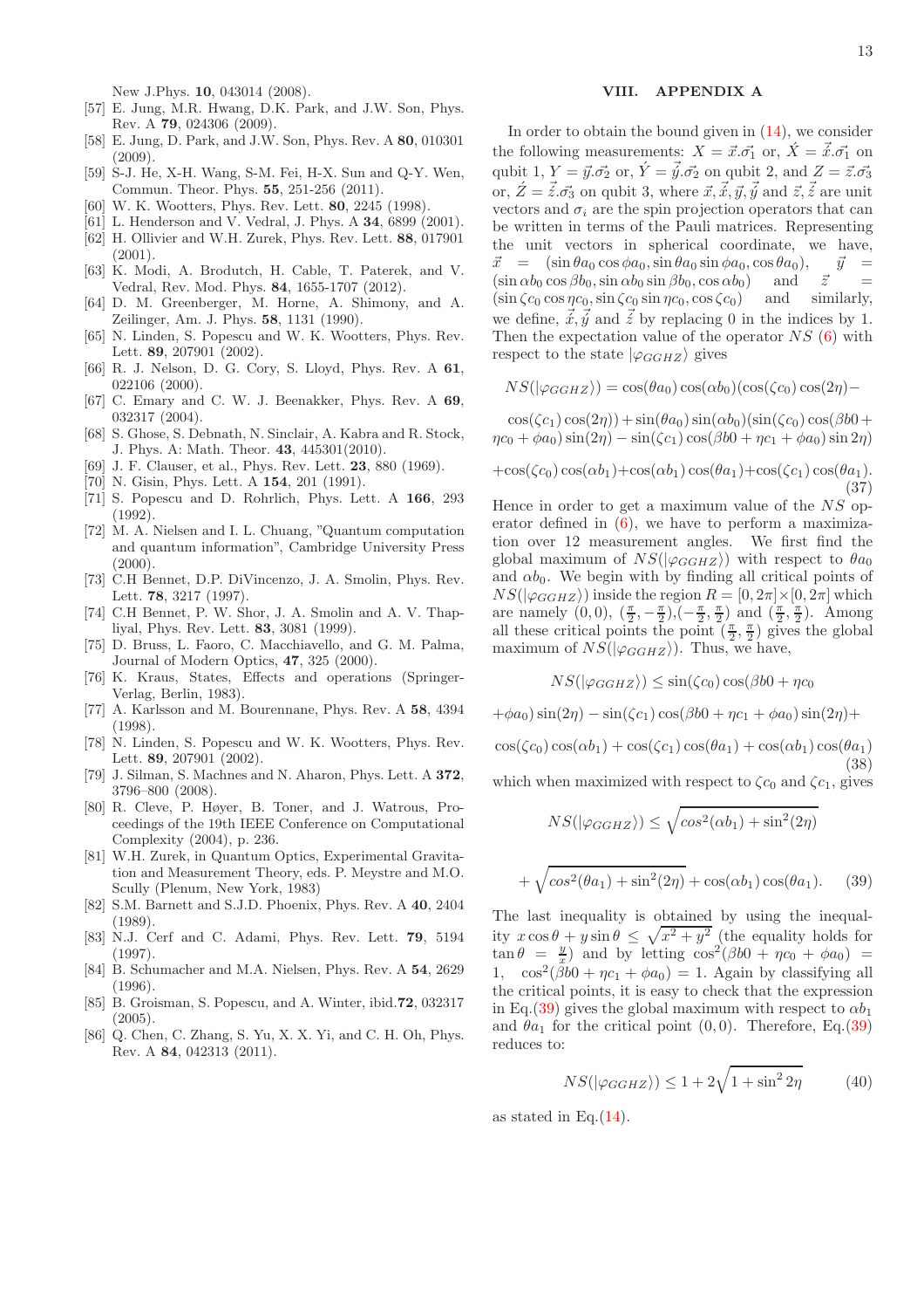New J.Phys. **10**, 043014 (2008).

[57] E. Jung, M.R. Hwang, D.K. Park, and J.W. Son, Phys. Rev. A **79**, 024306 (2009).

[58] E. Jung, D. Park, and J.W. Son, Phys. Rev. A **80**, 010301 (2009).

[59] S-J. He, X-H. Wang, S-M. Fei, H-X. Sun and Q-Y. Wen, Commun. Theor. Phys. **55**, 251-256 (2011).

[60] W. K. Wootters, Phys. Rev. Lett. **80**, 2245 (1998).

[61] L. Henderson and V. Vedral, J. Phys. A **34**, 6899 (2001).

[62] H. Ollivier and W.H. Zurek, Phys. Rev. Lett. **88**, 017901 (2001).

[63] K. Modi, A. Brodutch, H. Cable, T. Paterek, and V. Vedral, Rev. Mod. Phys. **84**, 1655-1707 (2012).

[64] D. M. Greenberger, M. Horne, A. Shimony, and A. Zeilinger, Am. J. Phys. **58**, 1131 (1990).

[65] N. Linden, S. Popescu and W. K. Wootters, Phys. Rev. Lett. **89**, 207901 (2002).

[66] R. J. Nelson, D. G. Cory, S. Lloyd, Phys. Rev. A **61**, 022106 (2000).

[67] C. Emary and C. W. J. Beenakker, Phys. Rev. A **69**, 032317 (2004).

[68] S. Ghose, S. Debnath, N. Sinclair, A. Kabra and R. Stock, J. Phys. A: Math. Theor. **43**, 445301(2010).

[69] J. F. Clauser, et al., Phys. Rev. Lett. **23**, 880 (1969).

[70] N. Gisin, Phys. Lett. A **154**, 201 (1991).

[71] S. Popescu and D. Rohrlich, Phys. Lett. A **166**, 293 (1992).

[72] M. A. Nielsen and I. L. Chuang, "Quantum computation and quantum information", Cambridge University Press (2000).

[73] C.H Bennet, D.P. DiVincenzo, J. A. Smolin, Phys. Rev. Lett. **78**, 3217 (1997).

[74] C.H Bennet, P. W. Shor, J. A. Smolin and A. V. Thapliyal, Phys. Rev. Lett. **83**, 3081 (1999).

[75] D. Bruss, L. Faoro, C. Macchiavello, and G. M. Palma, Journal of Modern Optics, **47**, 325 (2000).

[76] K. Kraus, States, Effects and operations (Springer-Verlag, Berlin, 1983).

[77] A. Karlsson and M. Bourennane, Phys. Rev. A **58**, 4394 (1998).

[78] N. Linden, S. Popescu and W. K. Wootters, Phys. Rev. Lett. **89**, 207901 (2002).

[79] J. Silman, S. Machnes and N. Aharon, Phys. Lett. A **372**, 3796–800 (2008).

[80] R. Cleve, P. Høyer, B. Toner, and J. Watrous, Proceedings of the 19th IEEE Conference on Computational Complexity (2004), p. 236.

[81] W.H. Zurek, in Quantum Optics, Experimental Gravitation and Measurement Theory, eds. P. Meystre and M.O. Scully (Plenum, New York, 1983)

[82] S.M. Barnett and S.J.D. Phoenix, Phys. Rev. A **40**, 2404 (1989).

[83] N.J. Cerf and C. Adami, Phys. Rev. Lett. **79**, 5194 (1997).

[84] B. Schumacher and M.A. Nielsen, Phys. Rev. A **54**, 2629 (1996).

[85] B. Groisman, S. Popescu, and A. Winter, ibid.**72**, 032317 (2005).

[86] Q. Chen, C. Zhang, S. Yu, X. X. Yi, and C. H. Oh, Phys. Rev. A **84**, 042313 (2011).

## VIII. APPENDIX A

In order to obtain the bound given in (14), we consider the following measurements: $X = \vec{x}.\vec{\sigma_1}$ or, $\acute{X} = \vec{\acute{x}}.\vec{\sigma_1}$ on qubit 1, $Y = \vec{y}.\vec{\sigma_2}$ or, $\acute{Y} = \vec{\acute{y}}.\vec{\sigma_2}$ on qubit 2, and $Z = \vec{z}.\vec{\sigma_3}$ or, $\acute{Z} = \vec{\acute{z}}.\vec{\sigma_3}$ on qubit 3, where $\vec{x}, \vec{\acute{x}}, \vec{y}, \vec{\acute{y}}$ and $\vec{z}, \vec{\acute{z}}$ are unit vectors and $\sigma_i$ are the spin projection operators that can be written in terms of the Pauli matrices. Representing the unit vectors in spherical coordinate, we have, $\vec{x} = (\sin\theta a_0 \cos\phi a_0, \sin\theta a_0 \sin\phi a_0, \cos\theta a_0)$, $\vec{y} = (\sin\alpha b_0 \cos\beta b_0, \sin\alpha b_0 \sin\beta b_0, \cos\alpha b_0)$ and $\vec{z} = (\sin\zeta c_0 \cos\eta c_0, \sin\zeta c_0 \sin\eta c_0, \cos\zeta c_0)$ and similarly, we define, $\vec{\acute{x}}, \vec{\acute{y}}$ and $\vec{\acute{z}}$ by replacing 0 in the indices by 1. Then the expectation value of the operator $NS$ (6) with respect to the state $|\varphi_{GGHZ}\rangle$ gives

$$
\begin{aligned}
NS(|\varphi_{GGHZ}\rangle) &= \cos(\theta a_0)\cos(\alpha b_0)(\cos(\zeta c_0)\cos(2\eta) - \\
&\cos(\zeta c_1)\cos(2\eta)) + \sin(\theta a_0)\sin(\alpha b_0)(\sin(\zeta c_0)\cos(\beta b0 + \\
&\eta c_0 + \phi a_0)\sin(2\eta) - \sin(\zeta c_1)\cos(\beta b0 + \eta c_1 + \phi a_0)\sin 2\eta) \\
&+ \cos(\zeta c_0)\cos(\alpha b_1) + \cos(\alpha b_1)\cos(\theta a_1) + \cos(\zeta c_1)\cos(\theta a_1).
\end{aligned}
\tag{37}
$$

Hence in order to get a maximum value of the $NS$ operator defined in (6), we have to perform a maximization over 12 measurement angles. We first find the global maximum of $NS(|\varphi_{GGHZ}\rangle)$ with respect to $\theta a_0$ and $\alpha b_0$. We begin with by finding all critical points of $NS(|\varphi_{GGHZ}\rangle)$ inside the region $R = [0, 2\pi] \times [0, 2\pi]$ which are namely $(0, 0)$, $(\frac{\pi}{2}, -\frac{\pi}{2})$, $(-\frac{\pi}{2}, \frac{\pi}{2})$ and $(\frac{\pi}{2}, \frac{\pi}{2})$. Among all these critical points the point $(\frac{\pi}{2}, \frac{\pi}{2})$ gives the global maximum of $NS(|\varphi_{GGHZ}\rangle)$. Thus, we have,

$$
\begin{aligned}
NS(|\varphi_{GGHZ}\rangle) &\leq \sin(\zeta c_0)\cos(\beta b0 + \eta c_0 \\
&+ \phi a_0)\sin(2\eta) - \sin(\zeta c_1)\cos(\beta b0 + \eta c_1 + \phi a_0)\sin(2\eta) + \\
&\cos(\zeta c_0)\cos(\alpha b_1) + \cos(\zeta c_1)\cos(\theta a_1) + \cos(\alpha b_1)\cos(\theta a_1)
\end{aligned}
\tag{38}
$$

which when maximized with respect to $\zeta c_0$ and $\zeta c_1$, gives

$$
\begin{aligned}
NS(|\varphi_{GGHZ}\rangle) &\leq \sqrt{cos^2(\alpha b_1) + \sin^2(2\eta)} \\
&+ \sqrt{cos^2(\theta a_1) + \sin^2(2\eta)} + \cos(\alpha b_1)\cos(\theta a_1).
\end{aligned}
\tag{39}
$$

The last inequality is obtained by using the inequality $x\cos\theta + y\sin\theta \leq \sqrt{x^2 + y^2}$ (the equality holds for $\tan\theta = \frac{y}{x}$) and by letting $\cos^2(\beta b0 + \eta c_0 + \phi a_0) = 1$, $\cos^2(\beta b0 + \eta c_1 + \phi a_0) = 1$. Again by classifying all the critical points, it is easy to check that the expression in Eq.(39) gives the global maximum with respect to $\alpha b_1$ and $\theta a_1$ for the critical point $(0, 0)$. Therefore, Eq.(39) reduces to:

$$
NS(|\varphi_{GGHZ}\rangle) \leq 1 + 2\sqrt{1 + \sin^2 2\eta} \tag{40}
$$

as stated in Eq.(14).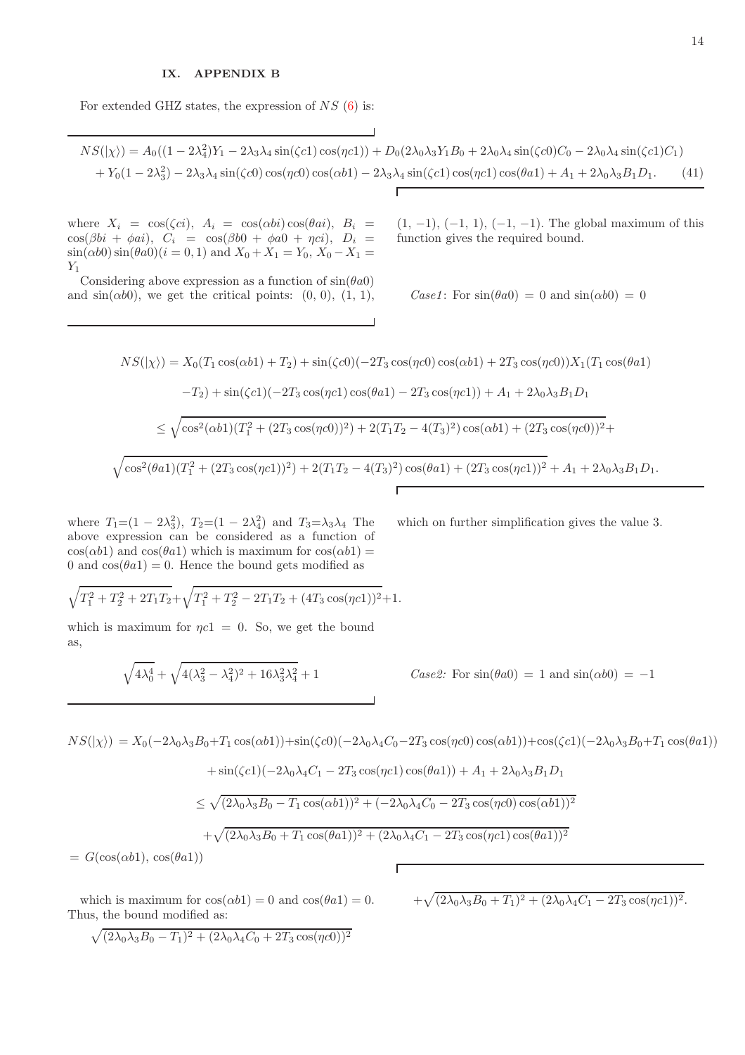## IX. APPENDIX B

For extended GHZ states, the expression of $NS$ (6) is:

$$NS(|\chi\rangle) = A_0((1-2\lambda_4^2)Y_1 - 2\lambda_3\lambda_4\sin(\zeta c1)\cos(\eta c1)) + D_0(2\lambda_0\lambda_3 Y_1 B_0 + 2\lambda_0\lambda_4\sin(\zeta c0)C_0 - 2\lambda_0\lambda_4\sin(\zeta c1)C_1)$$
$$+ Y_0(1-2\lambda_3^2) - 2\lambda_3\lambda_4\sin(\zeta c0)\cos(\eta c0)\cos(\alpha b1) - 2\lambda_3\lambda_4\sin(\zeta c1)\cos(\eta c1)\cos(\theta a1) + A_1 + 2\lambda_0\lambda_3 B_1 D_1. \quad (41)$$

where $X_i = \cos(\zeta ci)$, $A_i = \cos(\alpha bi)\cos(\theta ai)$, $B_i = \cos(\beta bi + \phi ai)$, $C_i = \cos(\beta b0 + \phi a0 + \eta ci)$, $D_i = \sin(\alpha b0)\sin(\theta a0)(i = 0, 1)$ and $X_0 + X_1 = Y_0$, $X_0 - X_1 = Y_1$

Considering above expression as a function of $\sin(\theta a0)$ and $\sin(\alpha b0)$, we get the critical points: $(0, 0)$, $(1, 1)$, $(1, -1)$, $(-1, 1)$, $(-1, -1)$. The global maximum of this function gives the required bound.

*Case1*: For $\sin(\theta a0) = 0$ and $\sin(\alpha b0) = 0$

$$NS(|\chi\rangle) = X_0(T_1\cos(\alpha b1) + T_2) + \sin(\zeta c0)(-2T_3\cos(\eta c0)\cos(\alpha b1) + 2T_3\cos(\eta c0))X_1(T_1\cos(\theta a1)$$
$$-T_2) + \sin(\zeta c1)(-2T_3\cos(\eta c1)\cos(\theta a1) - 2T_3\cos(\eta c1)) + A_1 + 2\lambda_0\lambda_3 B_1 D_1$$
$$\leq \sqrt{\cos^2(\alpha b1)(T_1^2 + (2T_3\cos(\eta c0))^2) + 2(T_1T_2 - 4(T_3)^2)\cos(\alpha b1) + (2T_3\cos(\eta c0))^2} +$$
$$\sqrt{\cos^2(\theta a1)(T_1^2 + (2T_3\cos(\eta c1))^2) + 2(T_1T_2 - 4(T_3)^2)\cos(\theta a1) + (2T_3\cos(\eta c1))^2} + A_1 + 2\lambda_0\lambda_3 B_1 D_1.$$

where $T_1 = (1-2\lambda_3^2)$, $T_2 = (1-2\lambda_4^2)$ and $T_3 = \lambda_3\lambda_4$ The above expression can be considered as a function of $\cos(\alpha b1)$ and $\cos(\theta a1)$ which is maximum for $\cos(\alpha b1) = 0$ and $\cos(\theta a1) = 0$. Hence the bound gets modified as

$$\sqrt{T_1^2 + T_2^2 + 2T_1T_2} + \sqrt{T_1^2 + T_2^2 - 2T_1T_2 + (4T_3\cos(\eta c1))^2} + 1.$$

which is maximum for $\eta c1 = 0$. So, we get the bound as,

$$\sqrt{4\lambda_0^4} + \sqrt{4(\lambda_3^2 - \lambda_4^2)^2 + 16\lambda_3^2\lambda_4^2} + 1$$

which on further simplification gives the value 3.

*Case2:* For $\sin(\theta a0) = 1$ and $\sin(\alpha b0) = -1$

$$NS(|\chi\rangle) = X_0(-2\lambda_0\lambda_3 B_0 + T_1\cos(\alpha b1)) + \sin(\zeta c0)(-2\lambda_0\lambda_4 C_0 - 2T_3\cos(\eta c0)\cos(\alpha b1)) + \cos(\zeta c1)(-2\lambda_0\lambda_3 B_0 + T_1\cos(\theta a1))$$
$$+ \sin(\zeta c1)(-2\lambda_0\lambda_4 C_1 - 2T_3\cos(\eta c1)\cos(\theta a1)) + A_1 + 2\lambda_0\lambda_3 B_1 D_1$$
$$\leq \sqrt{(2\lambda_0\lambda_3 B_0 - T_1\cos(\alpha b1))^2 + (-2\lambda_0\lambda_4 C_0 - 2T_3\cos(\eta c0)\cos(\alpha b1))^2}$$
$$+ \sqrt{(2\lambda_0\lambda_3 B_0 + T_1\cos(\theta a1))^2 + (2\lambda_0\lambda_4 C_1 - 2T_3\cos(\eta c1)\cos(\theta a1))^2}$$
$$= G(\cos(\alpha b1), \cos(\theta a1))$$

which is maximum for $\cos(\alpha b1) = 0$ and $\cos(\theta a1) = 0$. Thus, the bound modified as:

$$\sqrt{(2\lambda_0\lambda_3 B_0 - T_1)^2 + (2\lambda_0\lambda_4 C_0 + 2T_3\cos(\eta c0))^2}$$
$$+ \sqrt{(2\lambda_0\lambda_3 B_0 + T_1)^2 + (2\lambda_0\lambda_4 C_1 - 2T_3\cos(\eta c1))^2}.$$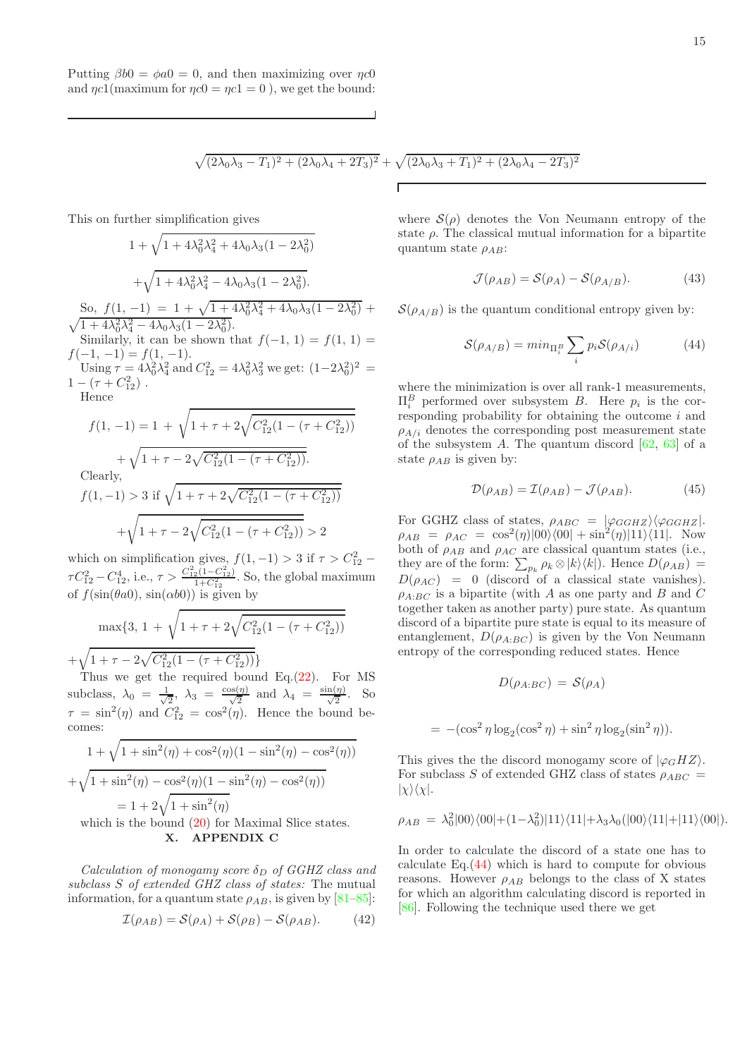Putting $\beta b0 = \phi a0 = 0$, and then maximizing over $\eta c0$ and $\eta c1$(maximum for $\eta c0 = \eta c1 = 0$ ), we get the bound:

$$\sqrt{(2\lambda_0\lambda_3 - T_1)^2 + (2\lambda_0\lambda_4 + 2T_3)^2} + \sqrt{(2\lambda_0\lambda_3 + T_1)^2 + (2\lambda_0\lambda_4 - 2T_3)^2}$$

This on further simplification gives

$$1 + \sqrt{1 + 4\lambda_0^2\lambda_4^2 + 4\lambda_0\lambda_3(1 - 2\lambda_0^2)}$$
$$+ \sqrt{1 + 4\lambda_0^2\lambda_4^2 - 4\lambda_0\lambda_3(1 - 2\lambda_0^2)}.$$

So, $f(1, -1) = 1 + \sqrt{1 + 4\lambda_0^2\lambda_4^2 + 4\lambda_0\lambda_3(1 - 2\lambda_0^2)} + \sqrt{1 + 4\lambda_0^2\lambda_4^2 - 4\lambda_0\lambda_3(1 - 2\lambda_0^2)}$.

Similarly, it can be shown that $f(-1, 1) = f(1, 1) = f(-1, -1) = f(1, -1)$.

Using $\tau = 4\lambda_0^2\lambda_4^2$ and $C_{12}^2 = 4\lambda_0^2\lambda_3^2$ we get: $(1 - 2\lambda_0^2)^2 = 1 - (\tau + C_{12}^2)$ .

Hence

$$f(1, -1) = 1 + \sqrt{1 + \tau + 2\sqrt{C_{12}^2(1 - (\tau + C_{12}^2))}}$$
$$+ \sqrt{1 + \tau - 2\sqrt{C_{12}^2(1 - (\tau + C_{12}^2))}}.$$

Clearly,

$$f(1, -1) > 3 \text{ if } \sqrt{1 + \tau + 2\sqrt{C_{12}^2(1 - (\tau + C_{12}^2))}}$$
$$+ \sqrt{1 + \tau - 2\sqrt{C_{12}^2(1 - (\tau + C_{12}^2))}} > 2$$

which on simplification gives, $f(1, -1) > 3$ if $\tau > C_{12}^2 - \tau C_{12}^2 - C_{12}^4$, i.e., $\tau > \frac{C_{12}^2(1 - C_{12}^2)}{1 + C_{12}^2}$. So, the global maximum of $f(\sin(\theta a0), \sin(\alpha b0))$ is given by

$$\max\{3, 1 + \sqrt{1 + \tau + 2\sqrt{C_{12}^2(1 - (\tau + C_{12}^2))}}$$
$$+ \sqrt{1 + \tau - 2\sqrt{C_{12}^2(1 - (\tau + C_{12}^2))}}\}$$

Thus we get the required bound Eq.(22). For MS subclass, $\lambda_0 = \frac{1}{\sqrt{2}}$, $\lambda_3 = \frac{\cos(\eta)}{\sqrt{2}}$ and $\lambda_4 = \frac{\sin(\eta)}{\sqrt{2}}$. So $\tau = \sin^2(\eta)$ and $C_{12}^2 = \cos^2(\eta)$. Hence the bound becomes:

$$1 + \sqrt{1 + \sin^2(\eta) + \cos^2(\eta)(1 - \sin^2(\eta) - \cos^2(\eta))}$$
$$+ \sqrt{1 + \sin^2(\eta) - \cos^2(\eta)(1 - \sin^2(\eta) - \cos^2(\eta))}$$
$$= 1 + 2\sqrt{1 + \sin^2(\eta)}$$

which is the bound (20) for Maximal Slice states.

## X. APPENDIX C

*Calculation of monogamy score $\delta_D$ of GGHZ class and subclass S of extended GHZ class of states:* The mutual information, for a quantum state $\rho_{AB}$, is given by [81–85]:

$$\mathcal{I}(\rho_{AB}) = \mathcal{S}(\rho_A) + \mathcal{S}(\rho_B) - \mathcal{S}(\rho_{AB}). \tag{42}$$

where $\mathcal{S}(\rho)$ denotes the Von Neumann entropy of the state $\rho$. The classical mutual information for a bipartite quantum state $\rho_{AB}$:

$$\mathcal{J}(\rho_{AB}) = \mathcal{S}(\rho_A) - \mathcal{S}(\rho_{A/B}). \tag{43}$$

$\mathcal{S}(\rho_{A/B})$ is the quantum conditional entropy given by:

$$\mathcal{S}(\rho_{A/B}) = min_{\Pi_i^B} \sum_i p_i \mathcal{S}(\rho_{A/i}) \tag{44}$$

where the minimization is over all rank-1 measurements, $\Pi_i^B$ performed over subsystem $B$. Here $p_i$ is the corresponding probability for obtaining the outcome $i$ and $\rho_{A/i}$ denotes the corresponding post measurement state of the subsystem $A$. The quantum discord [62, 63] of a state $\rho_{AB}$ is given by:

$$\mathcal{D}(\rho_{AB}) = \mathcal{I}(\rho_{AB}) - \mathcal{J}(\rho_{AB}). \tag{45}$$

For GGHZ class of states, $\rho_{ABC} = |\varphi_{GGHZ}\rangle\langle\varphi_{GGHZ}|$. $\rho_{AB} = \rho_{AC} = \cos^2(\eta)|00\rangle\langle 00| + \sin^2(\eta)|11\rangle\langle 11|$. Now both of $\rho_{AB}$ and $\rho_{AC}$ are classical quantum states (i.e., they are of the form: $\sum_{p_k} \rho_k \otimes |k\rangle\langle k|$). Hence $D(\rho_{AB}) = D(\rho_{AC}) = 0$ (discord of a classical state vanishes). $\rho_{A:BC}$ is a bipartite (with $A$ as one party and $B$ and $C$ together taken as another party) pure state. As quantum discord of a bipartite pure state is equal to its measure of entanglement, $D(\rho_{A:BC})$ is given by the Von Neumann entropy of the corresponding reduced states. Hence

$$D(\rho_{A:BC}) = \mathcal{S}(\rho_A)$$

$$= -(\cos^2\eta \log_2(\cos^2\eta) + \sin^2\eta \log_2(\sin^2\eta)).$$

This gives the the discord monogamy score of $|\varphi_G HZ\rangle$. For subclass $S$ of extended GHZ class of states $\rho_{ABC} = |\chi\rangle\langle\chi|$.

$$\rho_{AB} = \lambda_0^2|00\rangle\langle 00| + (1 - \lambda_0^2)|11\rangle\langle 11| + \lambda_3\lambda_0(|00\rangle\langle 11| + |11\rangle\langle 00|).$$

In order to calculate the discord of a state one has to calculate Eq.(44) which is hard to compute for obvious reasons. However $\rho_{AB}$ belongs to the class of X states for which an algorithm calculating discord is reported in [86]. Following the technique used there we get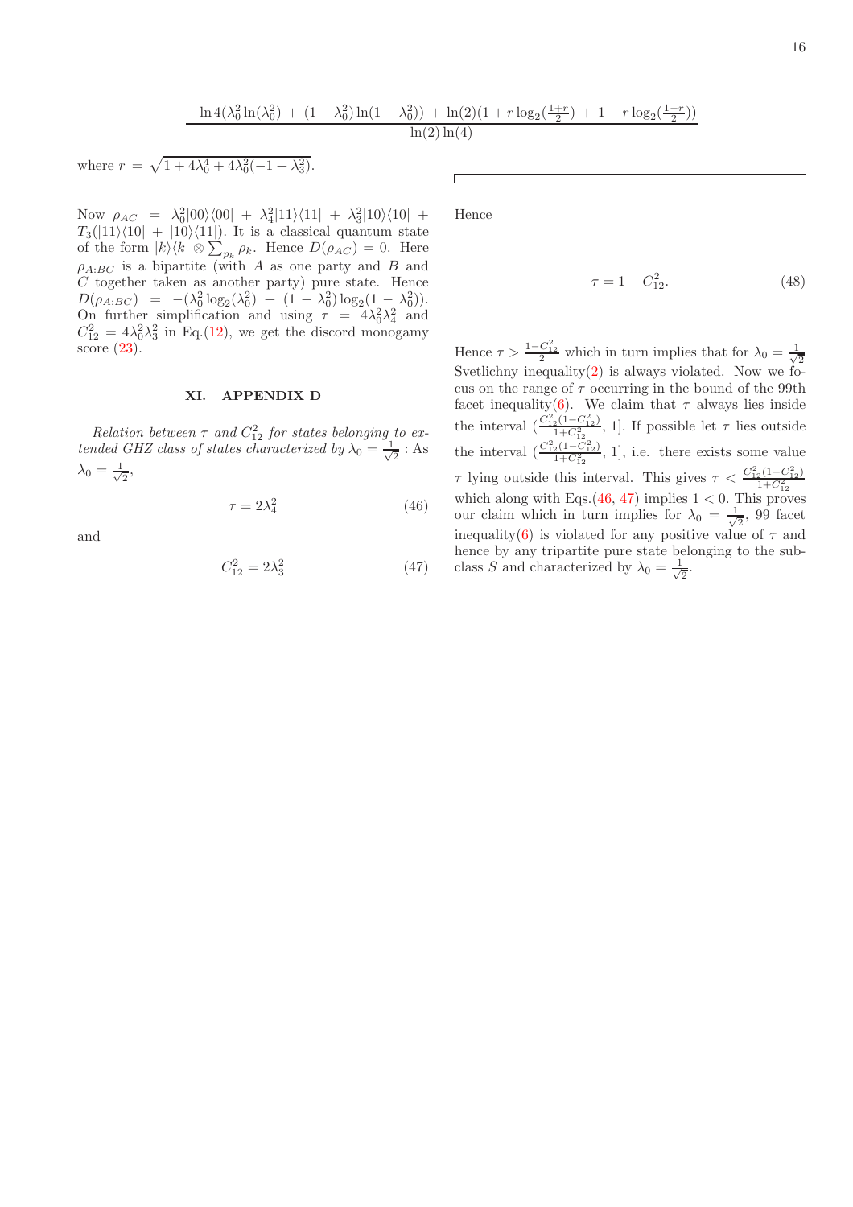$$\frac{-\ln 4(\lambda_0^2 \ln(\lambda_0^2) + (1-\lambda_0^2)\ln(1-\lambda_0^2)) + \ln(2)(1 + r\log_2(\frac{1+r}{2}) + 1 - r\log_2(\frac{1-r}{2}))}{\ln(2)\ln(4)}$$

where $r = \sqrt{1 + 4\lambda_0^4 + 4\lambda_0^2(-1+\lambda_3^2)}$.

Now $\rho_{AC} = \lambda_0^2|00\rangle\langle 00| + \lambda_4^2|11\rangle\langle 11| + \lambda_3^2|10\rangle\langle 10| + T_3(|11\rangle\langle 10| + |10\rangle\langle 11|)$. It is a classical quantum state of the form $|k\rangle\langle k| \otimes \sum_{p_k}\rho_k$. Hence $D(\rho_{AC}) = 0$. Here $\rho_{A:BC}$ is a bipartite (with $A$ as one party and $B$ and $C$ together taken as another party) pure state. Hence $D(\rho_{A:BC}) = -(\lambda_0^2\log_2(\lambda_0^2) + (1-\lambda_0^2)\log_2(1-\lambda_0^2))$. On further simplification and using $\tau = 4\lambda_0^2\lambda_4^2$ and $C_{12}^2 = 4\lambda_0^2\lambda_3^2$ in Eq.(12), we get the discord monogamy score (23).

## XI. APPENDIX D

*Relation between $\tau$ and $C_{12}^2$ for states belonging to extended GHZ class of states characterized by $\lambda_0 = \frac{1}{\sqrt{2}}$* : As $\lambda_0 = \frac{1}{\sqrt{2}}$,

$$\tau = 2\lambda_4^2 \tag{46}$$

and

$$C_{12}^2 = 2\lambda_3^2 \tag{47}$$

Hence

$$\tau = 1 - C_{12}^2. \tag{48}$$

Hence $\tau > \frac{1-C_{12}^2}{2}$ which in turn implies that for $\lambda_0 = \frac{1}{\sqrt{2}}$ Svetlichny inequality(2) is always violated. Now we focus on the range of $\tau$ occurring in the bound of the 99th facet inequality(6). We claim that $\tau$ always lies inside the interval $(\frac{C_{12}^2(1-C_{12}^2)}{1+C_{12}^2}, 1]$. If possible let $\tau$ lies outside the interval $(\frac{C_{12}^2(1-C_{12}^2)}{1+C_{12}^2}, 1]$, i.e. there exists some value $\tau$ lying outside this interval. This gives $\tau < \frac{C_{12}^2(1-C_{12}^2)}{1+C_{12}^2}$ which along with Eqs.(46, 47) implies $1 < 0$. This proves our claim which in turn implies for $\lambda_0 = \frac{1}{\sqrt{2}}$, 99 facet inequality(6) is violated for any positive value of $\tau$ and hence by any tripartite pure state belonging to the subclass $S$ and characterized by $\lambda_0 = \frac{1}{\sqrt{2}}$.